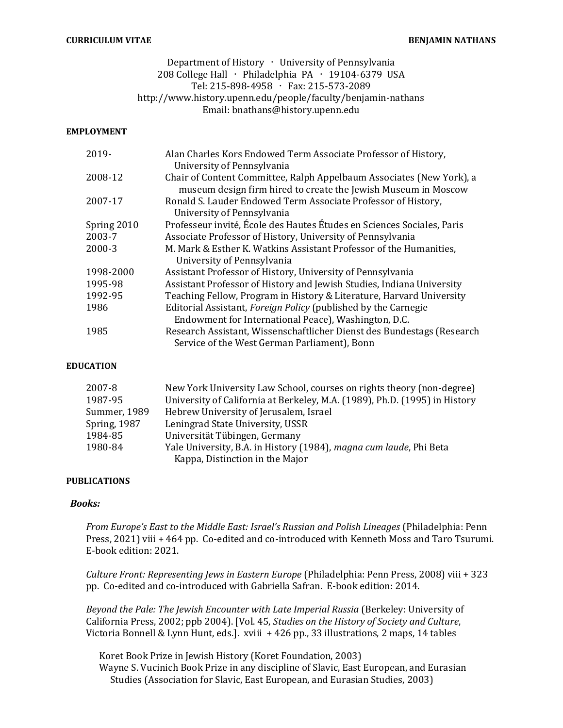**CURRICULUM VITAE** **BENJAMIN NATHANS**

Department of History · University of Pennsylvania
208 College Hall · Philadelphia PA · 19104-6379 USA
Tel: 215-898-4958 · Fax: 215-573-2089
http://www.history.upenn.edu/people/faculty/benjamin-nathans
Email: bnathans@history.upenn.edu

## EMPLOYMENT

| | |
|---|---|
| 2019- | Alan Charles Kors Endowed Term Associate Professor of History, University of Pennsylvania |
| 2008-12 | Chair of Content Committee, Ralph Appelbaum Associates (New York), a museum design firm hired to create the Jewish Museum in Moscow |
| 2007-17 | Ronald S. Lauder Endowed Term Associate Professor of History, University of Pennsylvania |
| Spring 2010 | Professeur invité, École des Hautes Études en Sciences Sociales, Paris |
| 2003-7 | Associate Professor of History, University of Pennsylvania |
| 2000-3 | M. Mark & Esther K. Watkins Assistant Professor of the Humanities, University of Pennsylvania |
| 1998-2000 | Assistant Professor of History, University of Pennsylvania |
| 1995-98 | Assistant Professor of History and Jewish Studies, Indiana University |
| 1992-95 | Teaching Fellow, Program in History & Literature, Harvard University |
| 1986 | Editorial Assistant, *Foreign Policy* (published by the Carnegie Endowment for International Peace), Washington, D.C. |
| 1985 | Research Assistant, Wissenschaftlicher Dienst des Bundestags (Research Service of the West German Parliament), Bonn |

## EDUCATION

| | |
|---|---|
| 2007-8 | New York University Law School, courses on rights theory (non-degree) |
| 1987-95 | University of California at Berkeley, M.A. (1989), Ph.D. (1995) in History |
| Summer, 1989 | Hebrew University of Jerusalem, Israel |
| Spring, 1987 | Leningrad State University, USSR |
| 1984-85 | Universität Tübingen, Germany |
| 1980-84 | Yale University, B.A. in History (1984), *magna cum laude*, Phi Beta Kappa, Distinction in the Major |

## PUBLICATIONS

### *Books:*

*From Europe's East to the Middle East: Israel's Russian and Polish Lineages* (Philadelphia: Penn Press, 2021) viii + 464 pp. Co-edited and co-introduced with Kenneth Moss and Taro Tsurumi. E-book edition: 2021.

*Culture Front: Representing Jews in Eastern Europe* (Philadelphia: Penn Press, 2008) viii + 323 pp. Co-edited and co-introduced with Gabriella Safran. E-book edition: 2014.

*Beyond the Pale: The Jewish Encounter with Late Imperial Russia* (Berkeley: University of California Press, 2002; ppb 2004). [Vol. 45, *Studies on the History of Society and Culture*, Victoria Bonnell & Lynn Hunt, eds.]. xviii + 426 pp., 33 illustrations, 2 maps, 14 tables

- Koret Book Prize in Jewish History (Koret Foundation, 2003)
- Wayne S. Vucinich Book Prize in any discipline of Slavic, East European, and Eurasian Studies (Association for Slavic, East European, and Eurasian Studies, 2003)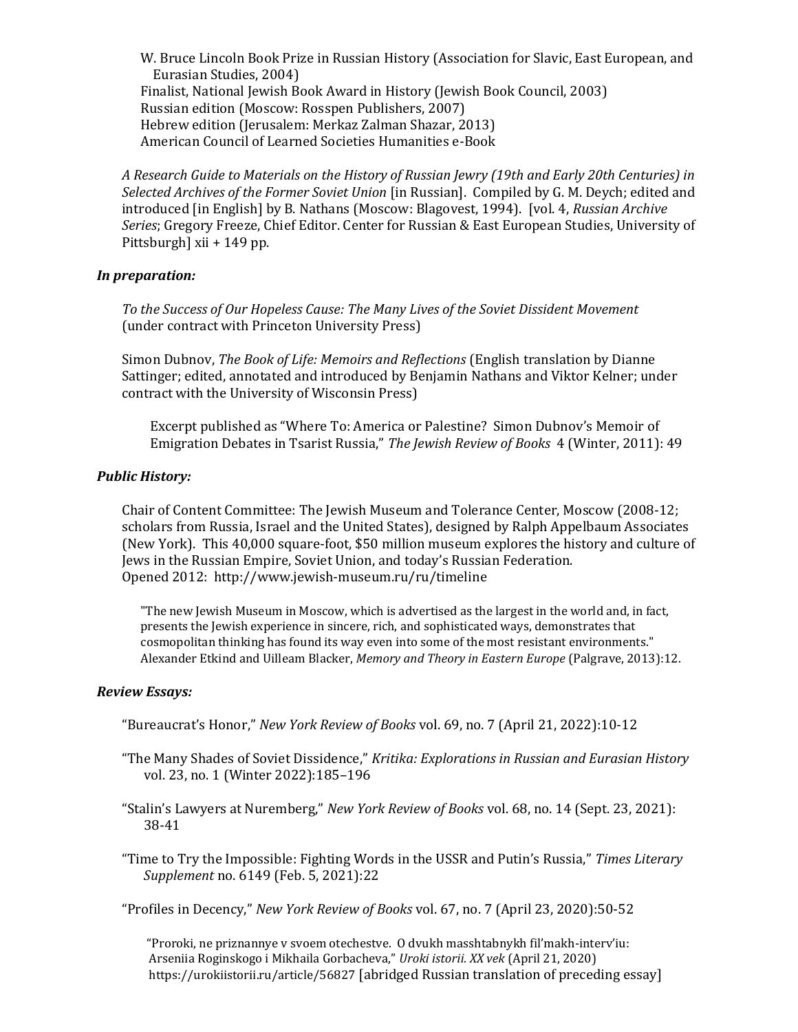W. Bruce Lincoln Book Prize in Russian History (Association for Slavic, East European, and Eurasian Studies, 2004)
Finalist, National Jewish Book Award in History (Jewish Book Council, 2003)
Russian edition (Moscow: Rosspen Publishers, 2007)
Hebrew edition (Jerusalem: Merkaz Zalman Shazar, 2013)
American Council of Learned Societies Humanities e-Book

*A Research Guide to Materials on the History of Russian Jewry (19th and Early 20th Centuries) in Selected Archives of the Former Soviet Union* [in Russian]. Compiled by G. M. Deych; edited and introduced [in English] by B. Nathans (Moscow: Blagovest, 1994). [vol. 4, *Russian Archive Series*; Gregory Freeze, Chief Editor. Center for Russian & East European Studies, University of Pittsburgh] xii + 149 pp.

### *In preparation:*

*To the Success of Our Hopeless Cause: The Many Lives of the Soviet Dissident Movement* (under contract with Princeton University Press)

Simon Dubnov, *The Book of Life: Memoirs and Reflections* (English translation by Dianne Sattinger; edited, annotated and introduced by Benjamin Nathans and Viktor Kelner; under contract with the University of Wisconsin Press)

> Excerpt published as "Where To: America or Palestine? Simon Dubnov's Memoir of Emigration Debates in Tsarist Russia," *The Jewish Review of Books* 4 (Winter, 2011): 49

### *Public History:*

Chair of Content Committee: The Jewish Museum and Tolerance Center, Moscow (2008-12; scholars from Russia, Israel and the United States), designed by Ralph Appelbaum Associates (New York). This 40,000 square-foot, $50 million museum explores the history and culture of Jews in the Russian Empire, Soviet Union, and today's Russian Federation.
Opened 2012: http://www.jewish-museum.ru/ru/timeline

> "The new Jewish Museum in Moscow, which is advertised as the largest in the world and, in fact, presents the Jewish experience in sincere, rich, and sophisticated ways, demonstrates that cosmopolitan thinking has found its way even into some of the most resistant environments." Alexander Etkind and Uilleam Blacker, *Memory and Theory in Eastern Europe* (Palgrave, 2013):12.

### *Review Essays:*

"Bureaucrat's Honor," *New York Review of Books* vol. 69, no. 7 (April 21, 2022):10-12

"The Many Shades of Soviet Dissidence," *Kritika: Explorations in Russian and Eurasian History* vol. 23, no. 1 (Winter 2022):185–196

"Stalin's Lawyers at Nuremberg," *New York Review of Books* vol. 68, no. 14 (Sept. 23, 2021): 38-41

"Time to Try the Impossible: Fighting Words in the USSR and Putin's Russia," *Times Literary Supplement* no. 6149 (Feb. 5, 2021):22

"Profiles in Decency," *New York Review of Books* vol. 67, no. 7 (April 23, 2020):50-52

> "Proroki, ne priznannye v svoem otechestve. O dvukh masshtabnykh fil'makh-interv'iu: Arseniia Roginskogo i Mikhaila Gorbacheva," *Uroki istorii. XX vek* (April 21, 2020) https://urokiistorii.ru/article/56827 [abridged Russian translation of preceding essay]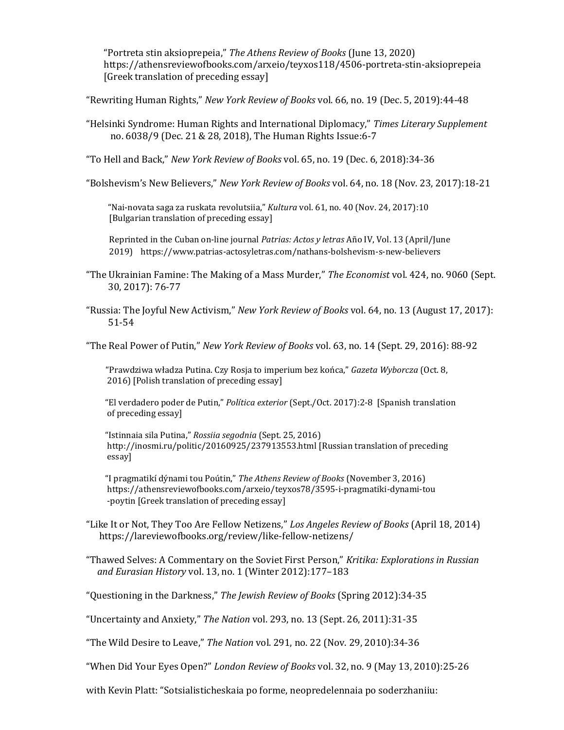"Portreta stin aksioprepeia," *The Athens Review of Books* (June 13, 2020) https://athensreviewofbooks.com/arxeio/teyxos118/4506-portreta-stin-aksioprepeia [Greek translation of preceding essay]

"Rewriting Human Rights," *New York Review of Books* vol. 66, no. 19 (Dec. 5, 2019):44-48

"Helsinki Syndrome: Human Rights and International Diplomacy," *Times Literary Supplement* no. 6038/9 (Dec. 21 & 28, 2018), The Human Rights Issue:6-7

"To Hell and Back," *New York Review of Books* vol. 65, no. 19 (Dec. 6, 2018):34-36

"Bolshevism's New Believers," *New York Review of Books* vol. 64, no. 18 (Nov. 23, 2017):18-21

"Nai-novata saga za ruskata revolutsiia," *Kultura* vol. 61, no. 40 (Nov. 24, 2017):10 [Bulgarian translation of preceding essay]

Reprinted in the Cuban on-line journal *Patrias: Actos y letras* Año IV, Vol. 13 (April/June 2019) https://www.patrias-actosyletras.com/nathans-bolshevism-s-new-believers

"The Ukrainian Famine: The Making of a Mass Murder," *The Economist* vol. 424, no. 9060 (Sept. 30, 2017): 76-77

"Russia: The Joyful New Activism," *New York Review of Books* vol. 64, no. 13 (August 17, 2017): 51-54

"The Real Power of Putin," *New York Review of Books* vol. 63, no. 14 (Sept. 29, 2016): 88-92

"Prawdziwa władza Putina. Czy Rosja to imperium bez końca," *Gazeta Wyborcza* (Oct. 8, 2016) [Polish translation of preceding essay]

"El verdadero poder de Putin," *Política exterior* (Sept./Oct. 2017):2-8 [Spanish translation of preceding essay]

"Istinnaia sila Putina," *Rossiia segodnia* (Sept. 25, 2016) http://inosmi.ru/politic/20160925/237913553.html [Russian translation of preceding essay]

"I pragmatikí dýnami tou Poútin," *The Athens Review of Books* (November 3, 2016) https://athensreviewofbooks.com/arxeio/teyxos78/3595-i-pragmatiki-dynami-tou-poytin [Greek translation of preceding essay]

"Like It or Not, They Too Are Fellow Netizens," *Los Angeles Review of Books* (April 18, 2014) https://lareviewofbooks.org/review/like-fellow-netizens/

"Thawed Selves: A Commentary on the Soviet First Person," *Kritika: Explorations in Russian and Eurasian History* vol. 13, no. 1 (Winter 2012):177–183

"Questioning in the Darkness," *The Jewish Review of Books* (Spring 2012):34-35

"Uncertainty and Anxiety," *The Nation* vol. 293, no. 13 (Sept. 26, 2011):31-35

"The Wild Desire to Leave," *The Nation* vol. 291, no. 22 (Nov. 29, 2010):34-36

"When Did Your Eyes Open?" *London Review of Books* vol. 32, no. 9 (May 13, 2010):25-26

with Kevin Platt: "Sotsialisticheskaia po forme, neopredelennaia po soderzhaniiu: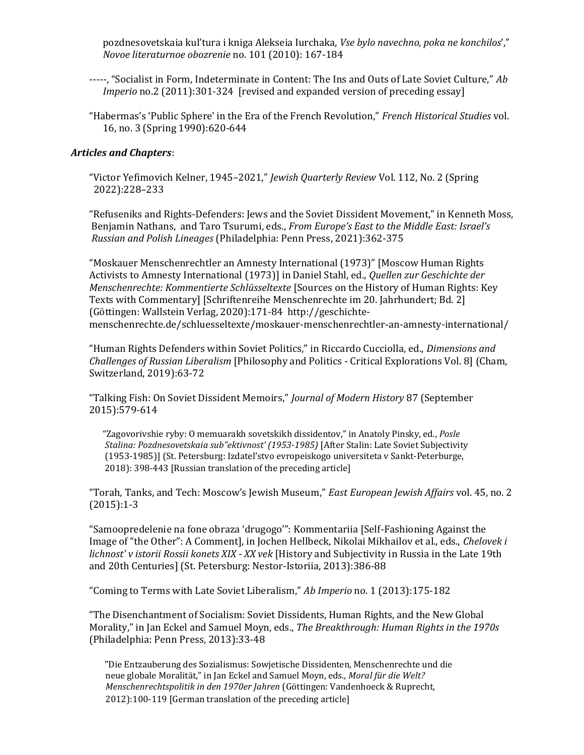pozdnesovetskaia kul'tura i kniga Alekseia Iurchaka, *Vse bylo navechno, poka ne konchilos'*," *Novoe literaturnoe obozrenie* no. 101 (2010): 167-184

-----, "Socialist in Form, Indeterminate in Content: The Ins and Outs of Late Soviet Culture," *Ab Imperio* no.2 (2011):301-324 [revised and expanded version of preceding essay]

"Habermas's 'Public Sphere' in the Era of the French Revolution," *French Historical Studies* vol. 16, no. 3 (Spring 1990):620-644

***Articles and Chapters***:

"Victor Yefimovich Kelner, 1945–2021," *Jewish Quarterly Review* Vol. 112, No. 2 (Spring 2022):228–233

"Refuseniks and Rights-Defenders: Jews and the Soviet Dissident Movement," in Kenneth Moss, Benjamin Nathans, and Taro Tsurumi, eds., *From Europe's East to the Middle East: Israel's Russian and Polish Lineages* (Philadelphia: Penn Press, 2021):362-375

"Moskauer Menschenrechtler an Amnesty International (1973)" [Moscow Human Rights Activists to Amnesty International (1973)] in Daniel Stahl, ed., *Quellen zur Geschichte der Menschenrechte: Kommentierte Schlüsseltexte* [Sources on the History of Human Rights: Key Texts with Commentary] [Schriftenreihe Menschenrechte im 20. Jahrhundert; Bd. 2] (Göttingen: Wallstein Verlag, 2020):171-84 http://geschichte-menschenrechte.de/schluesseltexte/moskauer-menschenrechtler-an-amnesty-international/

"Human Rights Defenders within Soviet Politics," in Riccardo Cucciolla, ed., *Dimensions and Challenges of Russian Liberalism* [Philosophy and Politics - Critical Explorations Vol. 8] (Cham, Switzerland, 2019):63-72

"Talking Fish: On Soviet Dissident Memoirs," *Journal of Modern History* 87 (September 2015):579-614

"Zagovorivshie ryby: O memuarakh sovetskikh dissidentov," in Anatoly Pinsky, ed., *Posle Stalina: Pozdnesovetskaia sub"ektivnost' (1953-1985)* [After Stalin: Late Soviet Subjectivity (1953-1985)] (St. Petersburg: Izdatel'stvo evropeiskogo universiteta v Sankt-Peterburge, 2018): 398-443 [Russian translation of the preceding article]

"Torah, Tanks, and Tech: Moscow's Jewish Museum," *East European Jewish Affairs* vol. 45, no. 2 (2015):1-3

"Samoopredelenie na fone obraza 'drugogo'": Kommentariia [Self-Fashioning Against the Image of "the Other": A Comment], in Jochen Hellbeck, Nikolai Mikhailov et al., eds., *Chelovek i lichnost' v istorii Rossii konets XIX - XX vek* [History and Subjectivity in Russia in the Late 19th and 20th Centuries] (St. Petersburg: Nestor-Istoriia, 2013):386-88

"Coming to Terms with Late Soviet Liberalism," *Ab Imperio* no. 1 (2013):175-182

"The Disenchantment of Socialism: Soviet Dissidents, Human Rights, and the New Global Morality," in Jan Eckel and Samuel Moyn, eds., *The Breakthrough: Human Rights in the 1970s* (Philadelphia: Penn Press, 2013):33-48

"Die Entzauberung des Sozialismus: Sowjetische Dissidenten, Menschenrechte und die neue globale Moralität," in Jan Eckel and Samuel Moyn, eds., *Moral für die Welt? Menschenrechtspolitik in den 1970er Jahren* (Göttingen: Vandenhoeck & Ruprecht, 2012):100-119 [German translation of the preceding article]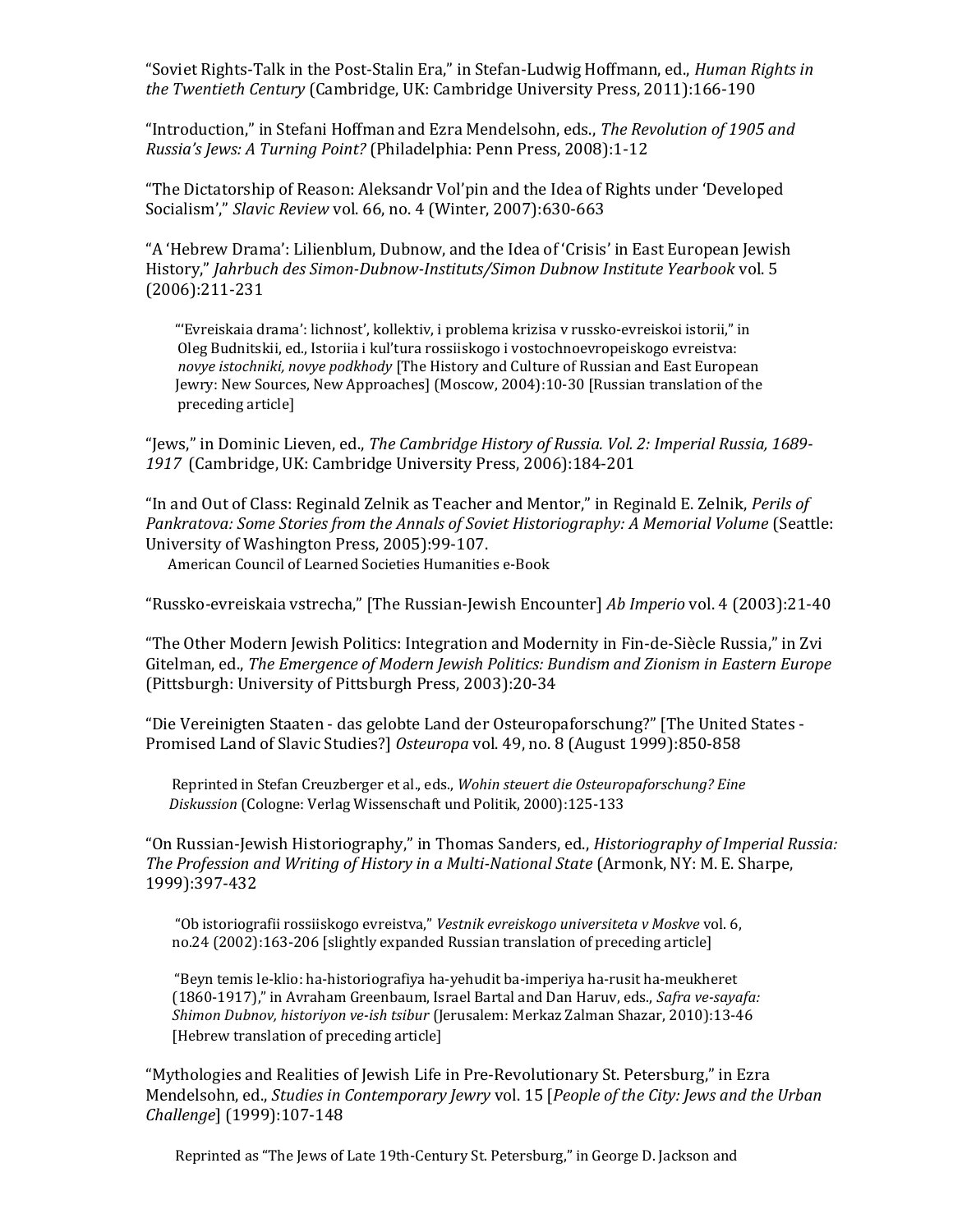"Soviet Rights-Talk in the Post-Stalin Era," in Stefan-Ludwig Hoffmann, ed., *Human Rights in the Twentieth Century* (Cambridge, UK: Cambridge University Press, 2011):166-190

"Introduction," in Stefani Hoffman and Ezra Mendelsohn, eds., *The Revolution of 1905 and Russia's Jews: A Turning Point?* (Philadelphia: Penn Press, 2008):1-12

"The Dictatorship of Reason: Aleksandr Vol'pin and the Idea of Rights under 'Developed Socialism'," *Slavic Review* vol. 66, no. 4 (Winter, 2007):630-663

"A 'Hebrew Drama': Lilienblum, Dubnow, and the Idea of 'Crisis' in East European Jewish History," *Jahrbuch des Simon-Dubnow-Instituts/Simon Dubnow Institute Yearbook* vol. 5 (2006):211-231

> "'Evreiskaia drama': lichnost', kollektiv, i problema krizisa v russko-evreiskoi istorii," in Oleg Budnitskii, ed., Istoriia i kul'tura rossiiskogo i vostochnoevropeiskogo evreistva: *novye istochniki, novye podkhody* [The History and Culture of Russian and East European Jewry: New Sources, New Approaches] (Moscow, 2004):10-30 [Russian translation of the preceding article]

"Jews," in Dominic Lieven, ed., *The Cambridge History of Russia. Vol. 2: Imperial Russia, 1689-1917* (Cambridge, UK: Cambridge University Press, 2006):184-201

"In and Out of Class: Reginald Zelnik as Teacher and Mentor," in Reginald E. Zelnik, *Perils of Pankratova: Some Stories from the Annals of Soviet Historiography: A Memorial Volume* (Seattle: University of Washington Press, 2005):99-107.
American Council of Learned Societies Humanities e-Book

"Russko-evreiskaia vstrecha," [The Russian-Jewish Encounter] *Ab Imperio* vol. 4 (2003):21-40

"The Other Modern Jewish Politics: Integration and Modernity in Fin-de-Siècle Russia," in Zvi Gitelman, ed., *The Emergence of Modern Jewish Politics: Bundism and Zionism in Eastern Europe* (Pittsburgh: University of Pittsburgh Press, 2003):20-34

"Die Vereinigten Staaten - das gelobte Land der Osteuropaforschung?" [The United States - Promised Land of Slavic Studies?] *Osteuropa* vol. 49, no. 8 (August 1999):850-858

> Reprinted in Stefan Creuzberger et al., eds., *Wohin steuert die Osteuropaforschung? Eine Diskussion* (Cologne: Verlag Wissenschaft und Politik, 2000):125-133

"On Russian-Jewish Historiography," in Thomas Sanders, ed., *Historiography of Imperial Russia: The Profession and Writing of History in a Multi-National State* (Armonk, NY: M. E. Sharpe, 1999):397-432

> "Ob istoriografii rossiiskogo evreistva," *Vestnik evreiskogo universiteta v Moskve* vol. 6, no.24 (2002):163-206 [slightly expanded Russian translation of preceding article]

> "Beyn temis le-klio: ha-historiografiya ha-yehudit ba-imperiya ha-rusit ha-meukheret (1860-1917)," in Avraham Greenbaum, Israel Bartal and Dan Haruv, eds., *Safra ve-sayafa: Shimon Dubnov, historiyon ve-ish tsibur* (Jerusalem: Merkaz Zalman Shazar, 2010):13-46 [Hebrew translation of preceding article]

"Mythologies and Realities of Jewish Life in Pre-Revolutionary St. Petersburg," in Ezra Mendelsohn, ed., *Studies in Contemporary Jewry* vol. 15 [*People of the City: Jews and the Urban Challenge*] (1999):107-148

> Reprinted as "The Jews of Late 19th-Century St. Petersburg," in George D. Jackson and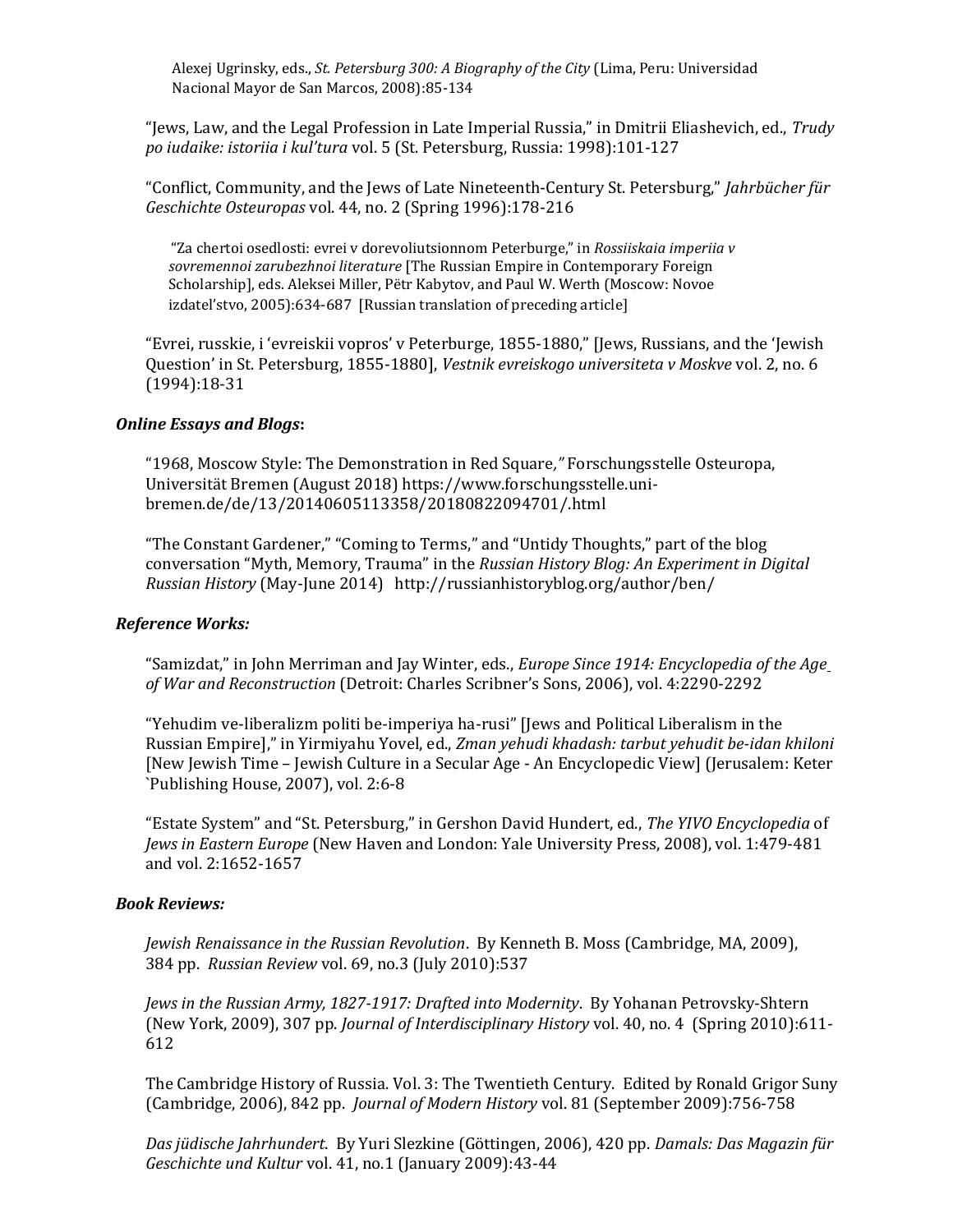Alexej Ugrinsky, eds., *St. Petersburg 300: A Biography of the City* (Lima, Peru: Universidad Nacional Mayor de San Marcos, 2008):85-134

"Jews, Law, and the Legal Profession in Late Imperial Russia," in Dmitrii Eliashevich, ed., *Trudy po iudaike: istoriia i kul'tura* vol. 5 (St. Petersburg, Russia: 1998):101-127

"Conflict, Community, and the Jews of Late Nineteenth-Century St. Petersburg," *Jahrbücher für Geschichte Osteuropas* vol. 44, no. 2 (Spring 1996):178-216

"Za chertoi osedlosti: evrei v dorevoliutsionnom Peterburge," in *Rossiiskaia imperiia v sovremennoi zarubezhnoi literature* [The Russian Empire in Contemporary Foreign Scholarship], eds. Aleksei Miller, Pëtr Kabytov, and Paul W. Werth (Moscow: Novoe izdatel'stvo, 2005):634-687 [Russian translation of preceding article]

"Evrei, russkie, i 'evreiskii vopros' v Peterburge, 1855-1880," [Jews, Russians, and the 'Jewish Question' in St. Petersburg, 1855-1880], *Vestnik evreiskogo universiteta v Moskve* vol. 2, no. 6 (1994):18-31

### *Online Essays and Blogs*:

"1968, Moscow Style: The Demonstration in Red Square," Forschungsstelle Osteuropa, Universität Bremen (August 2018) https://www.forschungsstelle.uni-bremen.de/de/13/20140605113358/20180822094701/.html

"The Constant Gardener," "Coming to Terms," and "Untidy Thoughts," part of the blog conversation "Myth, Memory, Trauma" in the *Russian History Blog: An Experiment in Digital Russian History* (May-June 2014) http://russianhistoryblog.org/author/ben/

### *Reference Works:*

"Samizdat," in John Merriman and Jay Winter, eds., *Europe Since 1914: Encyclopedia of the Age of War and Reconstruction* (Detroit: Charles Scribner's Sons, 2006), vol. 4:2290-2292

"Yehudim ve-liberalizm politi be-imperiya ha-rusi" [Jews and Political Liberalism in the Russian Empire]," in Yirmiyahu Yovel, ed., *Zman yehudi khadash: tarbut yehudit be-idan khiloni* [New Jewish Time – Jewish Culture in a Secular Age - An Encyclopedic View] (Jerusalem: Keter `Publishing House, 2007), vol. 2:6-8

"Estate System" and "St. Petersburg," in Gershon David Hundert, ed., *The YIVO Encyclopedia* of *Jews in Eastern Europe* (New Haven and London: Yale University Press, 2008), vol. 1:479-481 and vol. 2:1652-1657

### *Book Reviews:*

*Jewish Renaissance in the Russian Revolution*. By Kenneth B. Moss (Cambridge, MA, 2009), 384 pp. *Russian Review* vol. 69, no.3 (July 2010):537

*Jews in the Russian Army, 1827-1917: Drafted into Modernity*. By Yohanan Petrovsky-Shtern (New York, 2009), 307 pp. *Journal of Interdisciplinary History* vol. 40, no. 4 (Spring 2010):611-612

The Cambridge History of Russia. Vol. 3: The Twentieth Century. Edited by Ronald Grigor Suny (Cambridge, 2006), 842 pp. *Journal of Modern History* vol. 81 (September 2009):756-758

*Das jüdische Jahrhundert*. By Yuri Slezkine (Göttingen, 2006), 420 pp. *Damals: Das Magazin für Geschichte und Kultur* vol. 41, no.1 (January 2009):43-44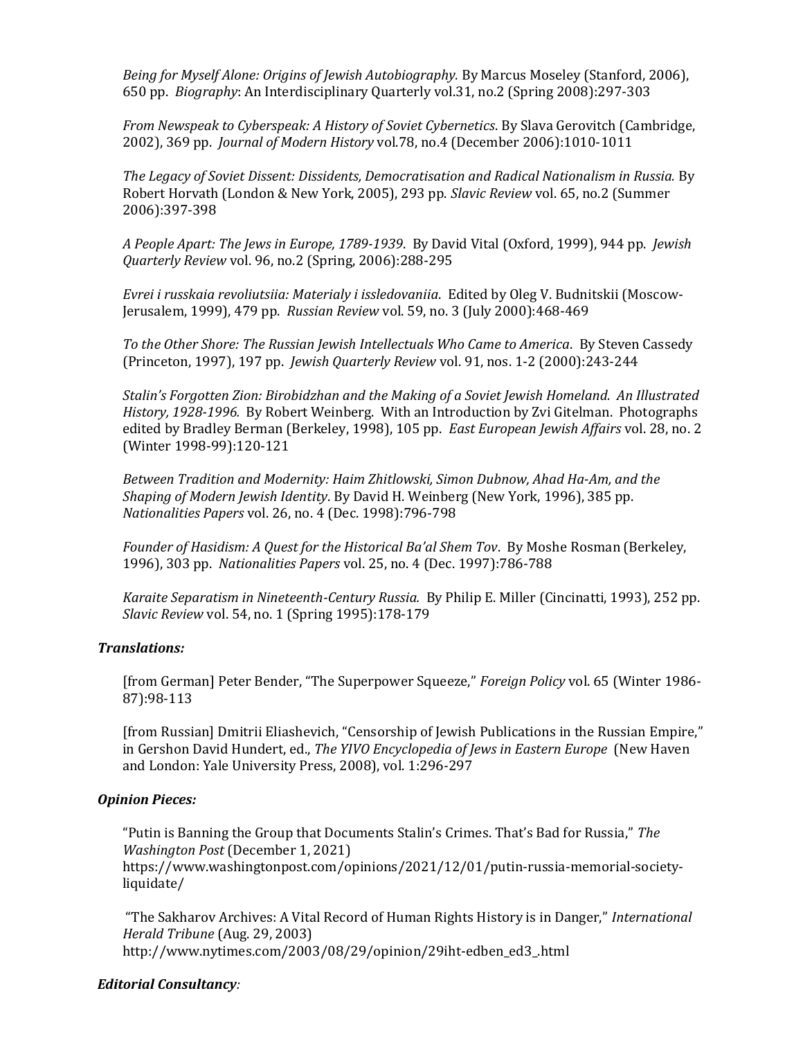*Being for Myself Alone: Origins of Jewish Autobiography.* By Marcus Moseley (Stanford, 2006), 650 pp. *Biography*: An Interdisciplinary Quarterly vol.31, no.2 (Spring 2008):297-303

*From Newspeak to Cyberspeak: A History of Soviet Cybernetics*. By Slava Gerovitch (Cambridge, 2002), 369 pp. *Journal of Modern History* vol.78, no.4 (December 2006):1010-1011

*The Legacy of Soviet Dissent: Dissidents, Democratisation and Radical Nationalism in Russia.* By Robert Horvath (London & New York, 2005), 293 pp. *Slavic Review* vol. 65, no.2 (Summer 2006):397-398

*A People Apart: The Jews in Europe, 1789-1939*. By David Vital (Oxford, 1999), 944 pp. *Jewish Quarterly Review* vol. 96, no.2 (Spring, 2006):288-295

*Evrei i russkaia revoliutsiia: Materialy i issledovaniia*. Edited by Oleg V. Budnitskii (Moscow-Jerusalem, 1999), 479 pp. *Russian Review* vol. 59, no. 3 (July 2000):468-469

*To the Other Shore: The Russian Jewish Intellectuals Who Came to America*. By Steven Cassedy (Princeton, 1997), 197 pp. *Jewish Quarterly Review* vol. 91, nos. 1-2 (2000):243-244

*Stalin's Forgotten Zion: Birobidzhan and the Making of a Soviet Jewish Homeland. An Illustrated History, 1928-1996.* By Robert Weinberg. With an Introduction by Zvi Gitelman. Photographs edited by Bradley Berman (Berkeley, 1998), 105 pp. *East European Jewish Affairs* vol. 28, no. 2 (Winter 1998-99):120-121

*Between Tradition and Modernity: Haim Zhitlowski, Simon Dubnow, Ahad Ha-Am, and the Shaping of Modern Jewish Identity*. By David H. Weinberg (New York, 1996), 385 pp. *Nationalities Papers* vol. 26, no. 4 (Dec. 1998):796-798

*Founder of Hasidism: A Quest for the Historical Ba'al Shem Tov*. By Moshe Rosman (Berkeley, 1996), 303 pp. *Nationalities Papers* vol. 25, no. 4 (Dec. 1997):786-788

*Karaite Separatism in Nineteenth-Century Russia.* By Philip E. Miller (Cincinatti, 1993), 252 pp. *Slavic Review* vol. 54, no. 1 (Spring 1995):178-179

### *Translations:*

[from German] Peter Bender, "The Superpower Squeeze," *Foreign Policy* vol. 65 (Winter 1986-87):98-113

[from Russian] Dmitrii Eliashevich, "Censorship of Jewish Publications in the Russian Empire," in Gershon David Hundert, ed., *The YIVO Encyclopedia of Jews in Eastern Europe* (New Haven and London: Yale University Press, 2008), vol. 1:296-297

### *Opinion Pieces:*

"Putin is Banning the Group that Documents Stalin's Crimes. That's Bad for Russia," *The Washington Post* (December 1, 2021)
https://www.washingtonpost.com/opinions/2021/12/01/putin-russia-memorial-society-liquidate/

"The Sakharov Archives: A Vital Record of Human Rights History is in Danger," *International Herald Tribune* (Aug. 29, 2003)
http://www.nytimes.com/2003/08/29/opinion/29iht-edben_ed3_.html

### *Editorial Consultancy:*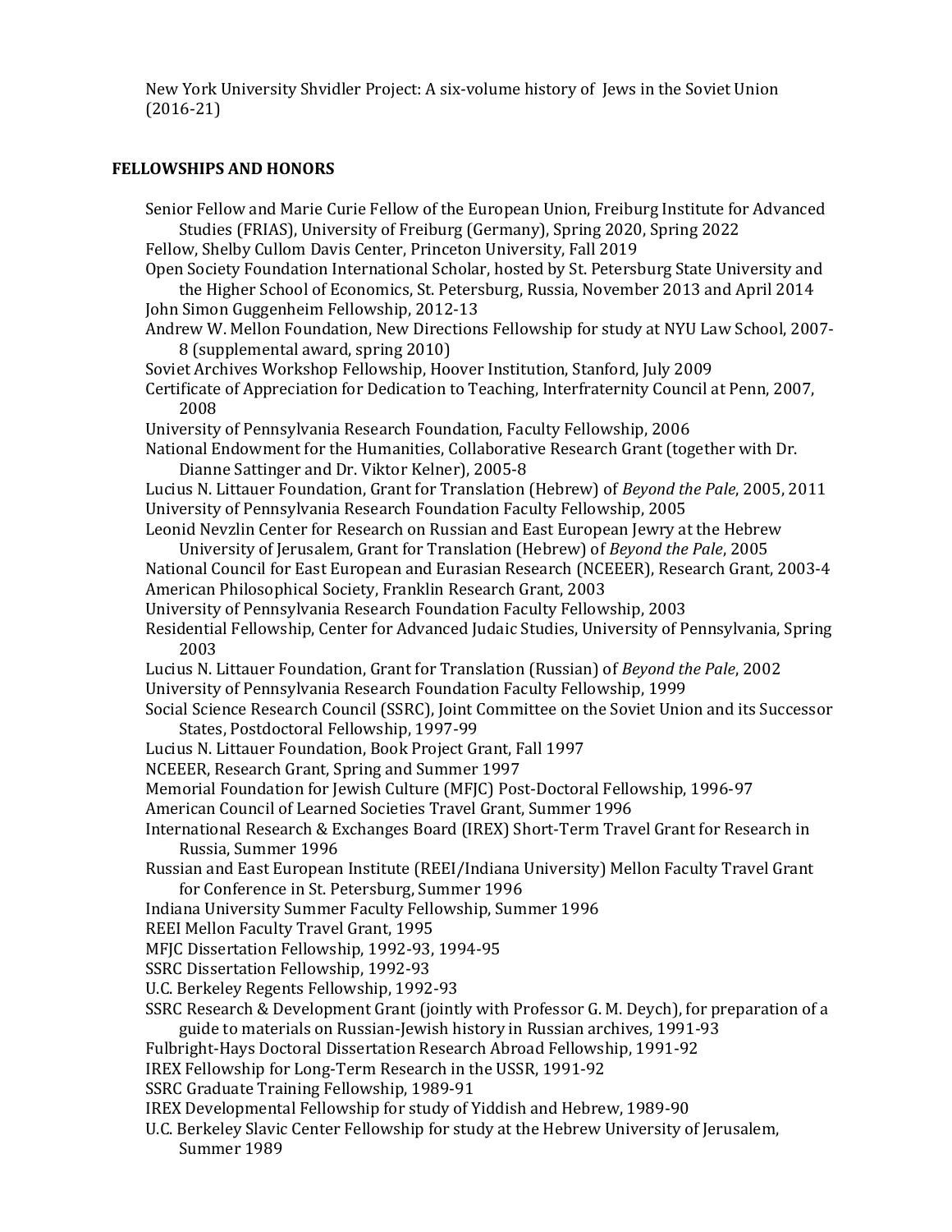New York University Shvidler Project: A six-volume history of Jews in the Soviet Union (2016-21)

## FELLOWSHIPS AND HONORS

Senior Fellow and Marie Curie Fellow of the European Union, Freiburg Institute for Advanced Studies (FRIAS), University of Freiburg (Germany), Spring 2020, Spring 2022

Fellow, Shelby Cullom Davis Center, Princeton University, Fall 2019

Open Society Foundation International Scholar, hosted by St. Petersburg State University and the Higher School of Economics, St. Petersburg, Russia, November 2013 and April 2014

John Simon Guggenheim Fellowship, 2012-13

Andrew W. Mellon Foundation, New Directions Fellowship for study at NYU Law School, 2007-8 (supplemental award, spring 2010)

Soviet Archives Workshop Fellowship, Hoover Institution, Stanford, July 2009

Certificate of Appreciation for Dedication to Teaching, Interfraternity Council at Penn, 2007, 2008

University of Pennsylvania Research Foundation, Faculty Fellowship, 2006

National Endowment for the Humanities, Collaborative Research Grant (together with Dr. Dianne Sattinger and Dr. Viktor Kelner), 2005-8

Lucius N. Littauer Foundation, Grant for Translation (Hebrew) of *Beyond the Pale*, 2005, 2011

University of Pennsylvania Research Foundation Faculty Fellowship, 2005

Leonid Nevzlin Center for Research on Russian and East European Jewry at the Hebrew University of Jerusalem, Grant for Translation (Hebrew) of *Beyond the Pale*, 2005

National Council for East European and Eurasian Research (NCEEER), Research Grant, 2003-4

American Philosophical Society, Franklin Research Grant, 2003

University of Pennsylvania Research Foundation Faculty Fellowship, 2003

Residential Fellowship, Center for Advanced Judaic Studies, University of Pennsylvania, Spring 2003

Lucius N. Littauer Foundation, Grant for Translation (Russian) of *Beyond the Pale*, 2002

University of Pennsylvania Research Foundation Faculty Fellowship, 1999

Social Science Research Council (SSRC), Joint Committee on the Soviet Union and its Successor States, Postdoctoral Fellowship, 1997-99

Lucius N. Littauer Foundation, Book Project Grant, Fall 1997

NCEEER, Research Grant, Spring and Summer 1997

Memorial Foundation for Jewish Culture (MFJC) Post-Doctoral Fellowship, 1996-97

American Council of Learned Societies Travel Grant, Summer 1996

International Research & Exchanges Board (IREX) Short-Term Travel Grant for Research in Russia, Summer 1996

Russian and East European Institute (REEI/Indiana University) Mellon Faculty Travel Grant for Conference in St. Petersburg, Summer 1996

Indiana University Summer Faculty Fellowship, Summer 1996

REEI Mellon Faculty Travel Grant, 1995

MFJC Dissertation Fellowship, 1992-93, 1994-95

SSRC Dissertation Fellowship, 1992-93

U.C. Berkeley Regents Fellowship, 1992-93

SSRC Research & Development Grant (jointly with Professor G. M. Deych), for preparation of a guide to materials on Russian-Jewish history in Russian archives, 1991-93

Fulbright-Hays Doctoral Dissertation Research Abroad Fellowship, 1991-92

IREX Fellowship for Long-Term Research in the USSR, 1991-92

SSRC Graduate Training Fellowship, 1989-91

IREX Developmental Fellowship for study of Yiddish and Hebrew, 1989-90

U.C. Berkeley Slavic Center Fellowship for study at the Hebrew University of Jerusalem, Summer 1989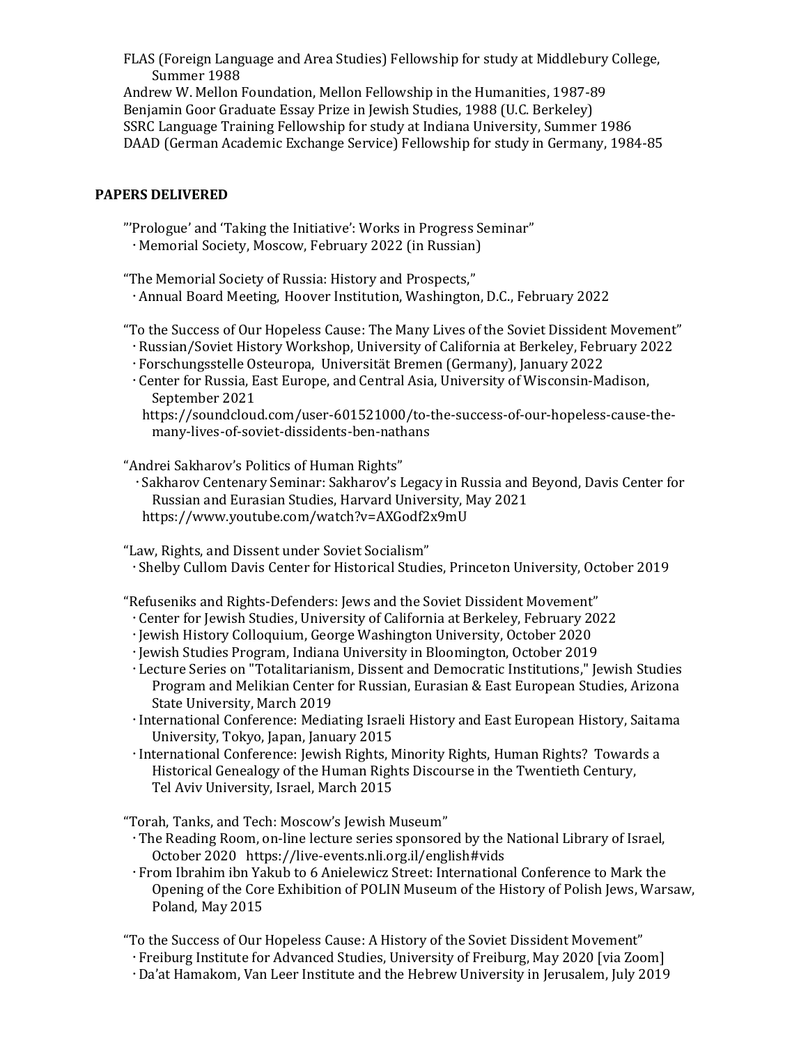FLAS (Foreign Language and Area Studies) Fellowship for study at Middlebury College, Summer 1988
Andrew W. Mellon Foundation, Mellon Fellowship in the Humanities, 1987-89
Benjamin Goor Graduate Essay Prize in Jewish Studies, 1988 (U.C. Berkeley)
SSRC Language Training Fellowship for study at Indiana University, Summer 1986
DAAD (German Academic Exchange Service) Fellowship for study in Germany, 1984-85

## PAPERS DELIVERED

"'Prologue' and 'Taking the Initiative': Works in Progress Seminar"
- Memorial Society, Moscow, February 2022 (in Russian)

"The Memorial Society of Russia: History and Prospects,"
- Annual Board Meeting, Hoover Institution, Washington, D.C., February 2022

"To the Success of Our Hopeless Cause: The Many Lives of the Soviet Dissident Movement"
- Russian/Soviet History Workshop, University of California at Berkeley, February 2022
- Forschungsstelle Osteuropa, Universität Bremen (Germany), January 2022
- Center for Russia, East Europe, and Central Asia, University of Wisconsin-Madison, September 2021
  https://soundcloud.com/user-601521000/to-the-success-of-our-hopeless-cause-the-many-lives-of-soviet-dissidents-ben-nathans

"Andrei Sakharov's Politics of Human Rights"
- Sakharov Centenary Seminar: Sakharov's Legacy in Russia and Beyond, Davis Center for Russian and Eurasian Studies, Harvard University, May 2021
  https://www.youtube.com/watch?v=AXGodf2x9mU

"Law, Rights, and Dissent under Soviet Socialism"
- Shelby Cullom Davis Center for Historical Studies, Princeton University, October 2019

"Refuseniks and Rights-Defenders: Jews and the Soviet Dissident Movement"
- Center for Jewish Studies, University of California at Berkeley, February 2022
- Jewish History Colloquium, George Washington University, October 2020
- Jewish Studies Program, Indiana University in Bloomington, October 2019
- Lecture Series on "Totalitarianism, Dissent and Democratic Institutions," Jewish Studies Program and Melikian Center for Russian, Eurasian & East European Studies, Arizona State University, March 2019
- International Conference: Mediating Israeli History and East European History, Saitama University, Tokyo, Japan, January 2015
- International Conference: Jewish Rights, Minority Rights, Human Rights? Towards a Historical Genealogy of the Human Rights Discourse in the Twentieth Century, Tel Aviv University, Israel, March 2015

"Torah, Tanks, and Tech: Moscow's Jewish Museum"
- The Reading Room, on-line lecture series sponsored by the National Library of Israel, October 2020 https://live-events.nli.org.il/english#vids
- From Ibrahim ibn Yakub to 6 Anielewicz Street: International Conference to Mark the Opening of the Core Exhibition of POLIN Museum of the History of Polish Jews, Warsaw, Poland, May 2015

"To the Success of Our Hopeless Cause: A History of the Soviet Dissident Movement"
- Freiburg Institute for Advanced Studies, University of Freiburg, May 2020 [via Zoom]
- Da'at Hamakom, Van Leer Institute and the Hebrew University in Jerusalem, July 2019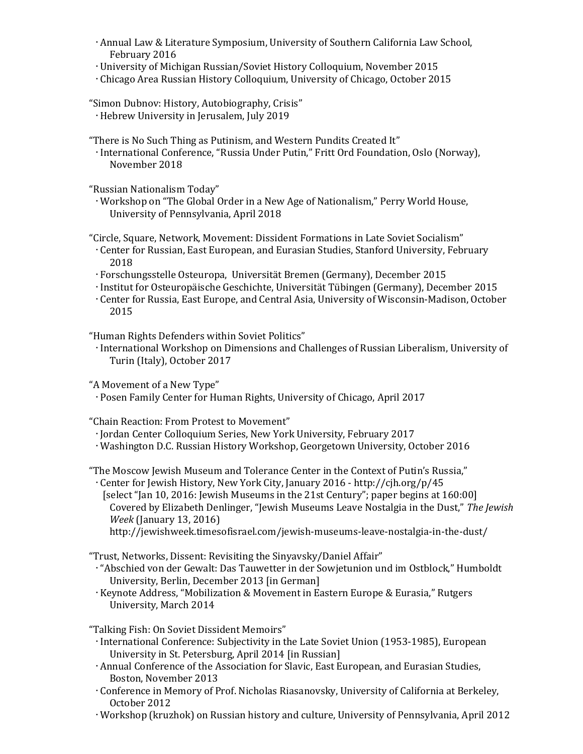- Annual Law & Literature Symposium, University of Southern California Law School, February 2016
- University of Michigan Russian/Soviet History Colloquium, November 2015
- Chicago Area Russian History Colloquium, University of Chicago, October 2015

"Simon Dubnov: History, Autobiography, Crisis"
- Hebrew University in Jerusalem, July 2019

"There is No Such Thing as Putinism, and Western Pundits Created It"
- International Conference, "Russia Under Putin," Fritt Ord Foundation, Oslo (Norway), November 2018

"Russian Nationalism Today"
- Workshop on "The Global Order in a New Age of Nationalism," Perry World House, University of Pennsylvania, April 2018

"Circle, Square, Network, Movement: Dissident Formations in Late Soviet Socialism"
- Center for Russian, East European, and Eurasian Studies, Stanford University, February 2018
- Forschungsstelle Osteuropa, Universität Bremen (Germany), December 2015
- Institut for Osteuropäische Geschichte, Universität Tübingen (Germany), December 2015
- Center for Russia, East Europe, and Central Asia, University of Wisconsin-Madison, October 2015

"Human Rights Defenders within Soviet Politics"
- International Workshop on Dimensions and Challenges of Russian Liberalism, University of Turin (Italy), October 2017

"A Movement of a New Type"
- Posen Family Center for Human Rights, University of Chicago, April 2017

"Chain Reaction: From Protest to Movement"
- Jordan Center Colloquium Series, New York University, February 2017
- Washington D.C. Russian History Workshop, Georgetown University, October 2016

"The Moscow Jewish Museum and Tolerance Center in the Context of Putin's Russia,"
- Center for Jewish History, New York City, January 2016 - http://cjh.org/p/45
  [select "Jan 10, 2016: Jewish Museums in the 21st Century"; paper begins at 160:00]
  Covered by Elizabeth Denlinger, "Jewish Museums Leave Nostalgia in the Dust," *The Jewish Week* (January 13, 2016)
  http://jewishweek.timesofisrael.com/jewish-museums-leave-nostalgia-in-the-dust/

"Trust, Networks, Dissent: Revisiting the Sinyavsky/Daniel Affair"
- "Abschied von der Gewalt: Das Tauwetter in der Sowjetunion und im Ostblock," Humboldt University, Berlin, December 2013 [in German]
- Keynote Address, "Mobilization & Movement in Eastern Europe & Eurasia," Rutgers University, March 2014

"Talking Fish: On Soviet Dissident Memoirs"
- International Conference: Subjectivity in the Late Soviet Union (1953-1985), European University in St. Petersburg, April 2014 [in Russian]
- Annual Conference of the Association for Slavic, East European, and Eurasian Studies, Boston, November 2013
- Conference in Memory of Prof. Nicholas Riasanovsky, University of California at Berkeley, October 2012
- Workshop (kruzhok) on Russian history and culture, University of Pennsylvania, April 2012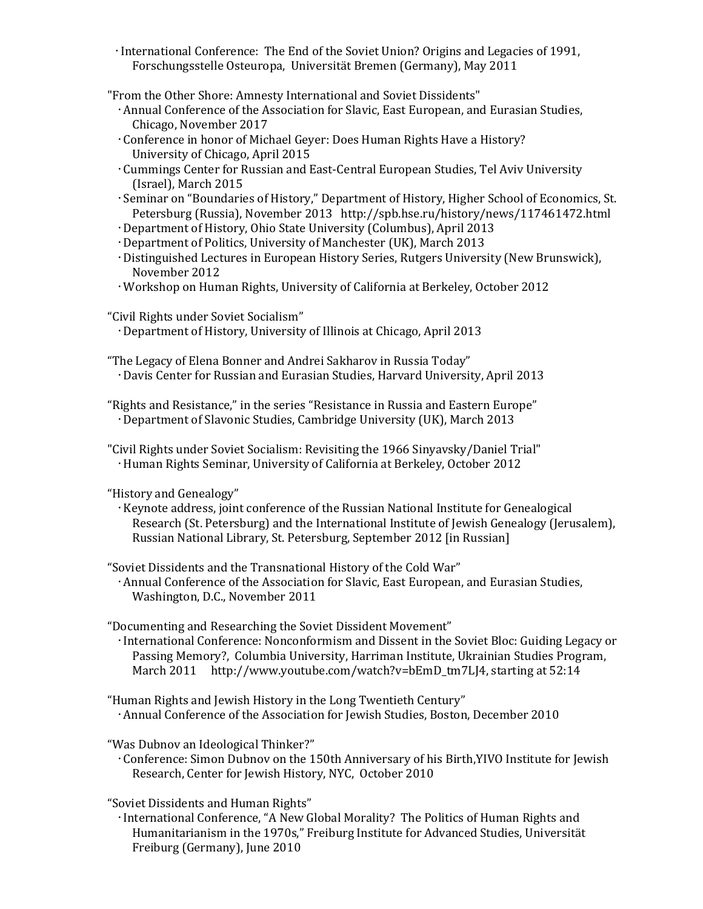- International Conference: The End of the Soviet Union? Origins and Legacies of 1991, Forschungsstelle Osteuropa, Universität Bremen (Germany), May 2011

"From the Other Shore: Amnesty International and Soviet Dissidents"

- Annual Conference of the Association for Slavic, East European, and Eurasian Studies, Chicago, November 2017
- Conference in honor of Michael Geyer: Does Human Rights Have a History? University of Chicago, April 2015
- Cummings Center for Russian and East-Central European Studies, Tel Aviv University (Israel), March 2015
- Seminar on "Boundaries of History," Department of History, Higher School of Economics, St. Petersburg (Russia), November 2013 http://spb.hse.ru/history/news/117461472.html
- Department of History, Ohio State University (Columbus), April 2013
- Department of Politics, University of Manchester (UK), March 2013
- Distinguished Lectures in European History Series, Rutgers University (New Brunswick), November 2012
- Workshop on Human Rights, University of California at Berkeley, October 2012

"Civil Rights under Soviet Socialism"

- Department of History, University of Illinois at Chicago, April 2013

"The Legacy of Elena Bonner and Andrei Sakharov in Russia Today"

- Davis Center for Russian and Eurasian Studies, Harvard University, April 2013

"Rights and Resistance," in the series "Resistance in Russia and Eastern Europe"

- Department of Slavonic Studies, Cambridge University (UK), March 2013

"Civil Rights under Soviet Socialism: Revisiting the 1966 Sinyavsky/Daniel Trial"

- Human Rights Seminar, University of California at Berkeley, October 2012

"History and Genealogy"

- Keynote address, joint conference of the Russian National Institute for Genealogical Research (St. Petersburg) and the International Institute of Jewish Genealogy (Jerusalem), Russian National Library, St. Petersburg, September 2012 [in Russian]

"Soviet Dissidents and the Transnational History of the Cold War"

- Annual Conference of the Association for Slavic, East European, and Eurasian Studies, Washington, D.C., November 2011

"Documenting and Researching the Soviet Dissident Movement"

- International Conference: Nonconformism and Dissent in the Soviet Bloc: Guiding Legacy or Passing Memory?, Columbia University, Harriman Institute, Ukrainian Studies Program, March 2011 http://www.youtube.com/watch?v=bEmD_tm7LJ4, starting at 52:14

"Human Rights and Jewish History in the Long Twentieth Century"

- Annual Conference of the Association for Jewish Studies, Boston, December 2010

"Was Dubnov an Ideological Thinker?"

- Conference: Simon Dubnov on the 150th Anniversary of his Birth,YIVO Institute for Jewish Research, Center for Jewish History, NYC, October 2010

"Soviet Dissidents and Human Rights"

- International Conference, "A New Global Morality? The Politics of Human Rights and Humanitarianism in the 1970s," Freiburg Institute for Advanced Studies, Universität Freiburg (Germany), June 2010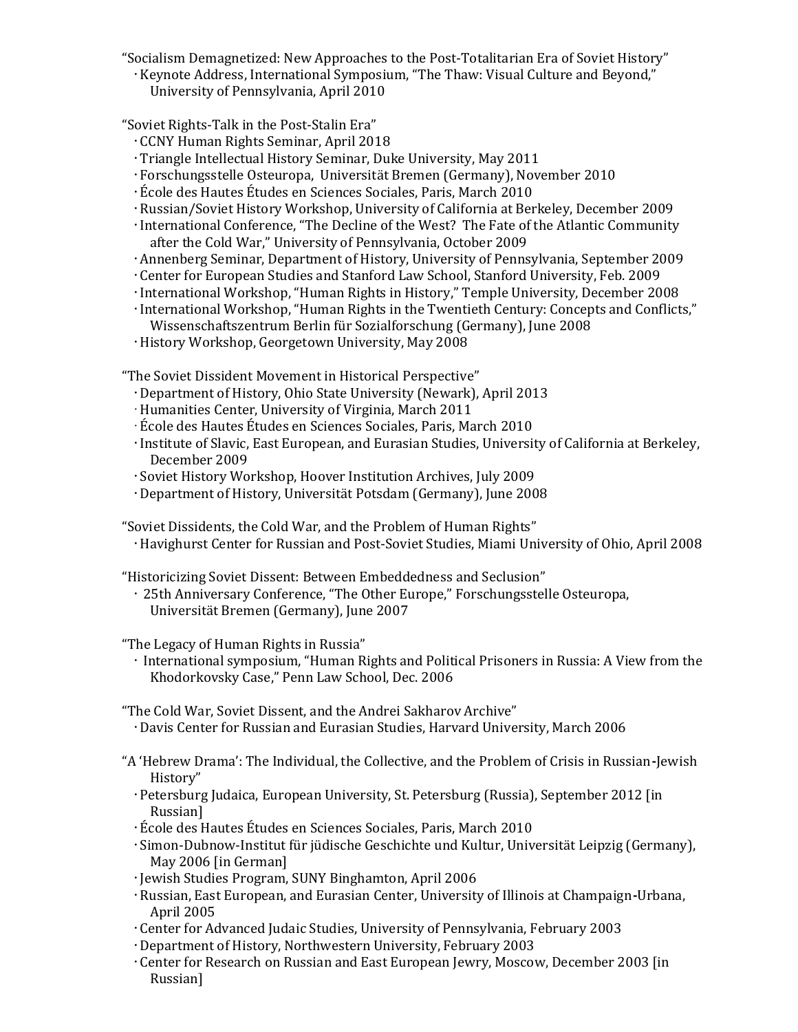"Socialism Demagnetized: New Approaches to the Post-Totalitarian Era of Soviet History"
- Keynote Address, International Symposium, "The Thaw: Visual Culture and Beyond," University of Pennsylvania, April 2010

"Soviet Rights-Talk in the Post-Stalin Era"
- CCNY Human Rights Seminar, April 2018
- Triangle Intellectual History Seminar, Duke University, May 2011
- Forschungsstelle Osteuropa, Universität Bremen (Germany), November 2010
- École des Hautes Études en Sciences Sociales, Paris, March 2010
- Russian/Soviet History Workshop, University of California at Berkeley, December 2009
- International Conference, "The Decline of the West? The Fate of the Atlantic Community after the Cold War," University of Pennsylvania, October 2009
- Annenberg Seminar, Department of History, University of Pennsylvania, September 2009
- Center for European Studies and Stanford Law School, Stanford University, Feb. 2009
- International Workshop, "Human Rights in History," Temple University, December 2008
- International Workshop, "Human Rights in the Twentieth Century: Concepts and Conflicts," Wissenschaftszentrum Berlin für Sozialforschung (Germany), June 2008
- History Workshop, Georgetown University, May 2008

"The Soviet Dissident Movement in Historical Perspective"
- Department of History, Ohio State University (Newark), April 2013
- Humanities Center, University of Virginia, March 2011
- École des Hautes Études en Sciences Sociales, Paris, March 2010
- Institute of Slavic, East European, and Eurasian Studies, University of California at Berkeley, December 2009
- Soviet History Workshop, Hoover Institution Archives, July 2009
- Department of History, Universität Potsdam (Germany), June 2008

"Soviet Dissidents, the Cold War, and the Problem of Human Rights"
- Havighurst Center for Russian and Post-Soviet Studies, Miami University of Ohio, April 2008

"Historicizing Soviet Dissent: Between Embeddedness and Seclusion"
- 25th Anniversary Conference, "The Other Europe," Forschungsstelle Osteuropa, Universität Bremen (Germany), June 2007

"The Legacy of Human Rights in Russia"
- International symposium, "Human Rights and Political Prisoners in Russia: A View from the Khodorkovsky Case," Penn Law School, Dec. 2006

"The Cold War, Soviet Dissent, and the Andrei Sakharov Archive"
- Davis Center for Russian and Eurasian Studies, Harvard University, March 2006

"A 'Hebrew Drama': The Individual, the Collective, and the Problem of Crisis in Russian-Jewish History"
- Petersburg Judaica, European University, St. Petersburg (Russia), September 2012 [in Russian]
- École des Hautes Études en Sciences Sociales, Paris, March 2010
- Simon-Dubnow-Institut für jüdische Geschichte und Kultur, Universität Leipzig (Germany), May 2006 [in German]
- Jewish Studies Program, SUNY Binghamton, April 2006
- Russian, East European, and Eurasian Center, University of Illinois at Champaign-Urbana, April 2005
- Center for Advanced Judaic Studies, University of Pennsylvania, February 2003
- Department of History, Northwestern University, February 2003
- Center for Research on Russian and East European Jewry, Moscow, December 2003 [in Russian]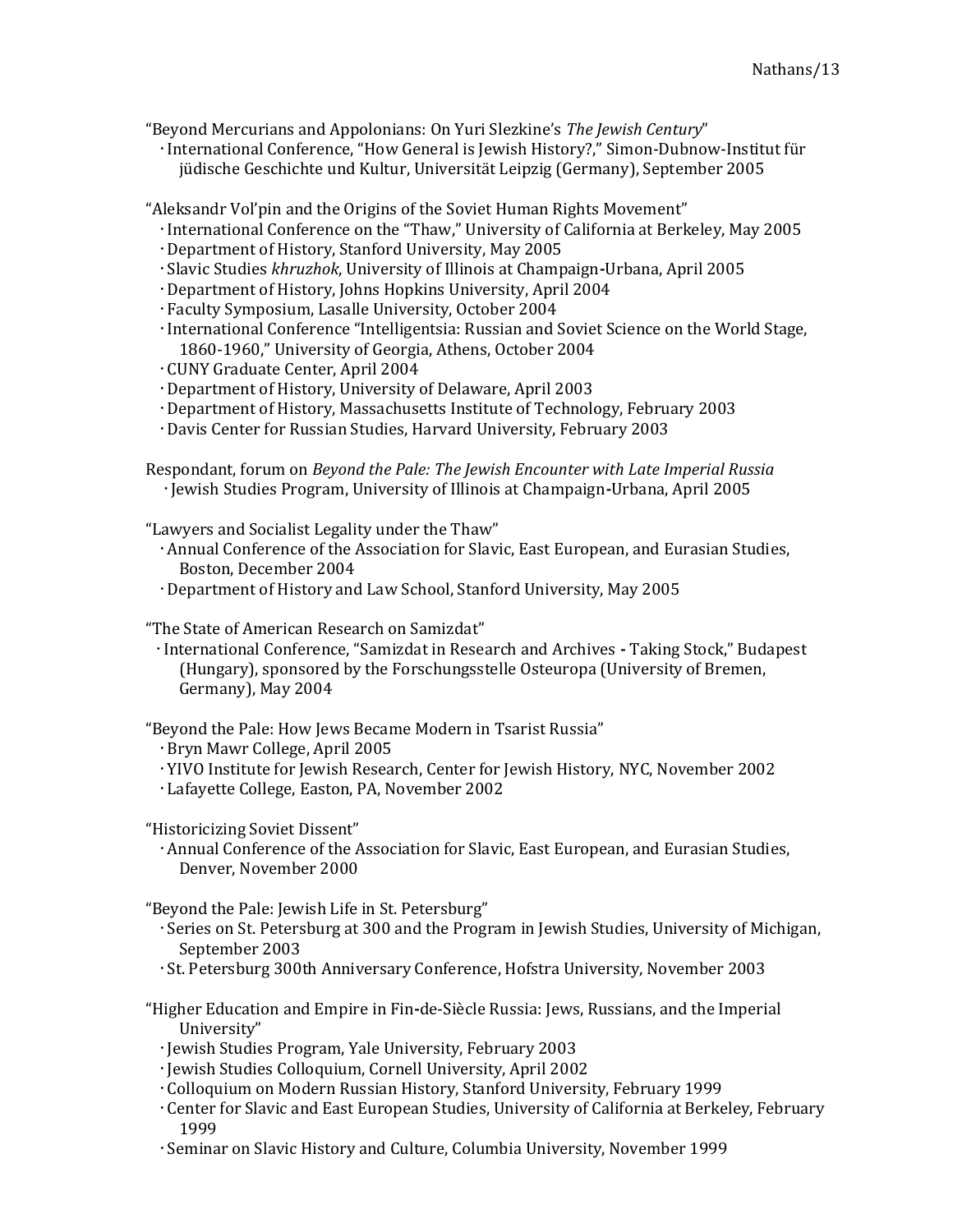"Beyond Mercurians and Appolonians: On Yuri Slezkine's *The Jewish Century*"
- International Conference, "How General is Jewish History?," Simon-Dubnow-Institut für jüdische Geschichte und Kultur, Universität Leipzig (Germany), September 2005

"Aleksandr Vol'pin and the Origins of the Soviet Human Rights Movement"
- International Conference on the "Thaw," University of California at Berkeley, May 2005
- Department of History, Stanford University, May 2005
- Slavic Studies *khruzhok*, University of Illinois at Champaign-Urbana, April 2005
- Department of History, Johns Hopkins University, April 2004
- Faculty Symposium, Lasalle University, October 2004
- International Conference "Intelligentsia: Russian and Soviet Science on the World Stage, 1860-1960," University of Georgia, Athens, October 2004
- CUNY Graduate Center, April 2004
- Department of History, University of Delaware, April 2003
- Department of History, Massachusetts Institute of Technology, February 2003
- Davis Center for Russian Studies, Harvard University, February 2003

Respondant, forum on *Beyond the Pale: The Jewish Encounter with Late Imperial Russia*
- Jewish Studies Program, University of Illinois at Champaign-Urbana, April 2005

"Lawyers and Socialist Legality under the Thaw"
- Annual Conference of the Association for Slavic, East European, and Eurasian Studies, Boston, December 2004
- Department of History and Law School, Stanford University, May 2005

"The State of American Research on Samizdat"
- International Conference, "Samizdat in Research and Archives - Taking Stock," Budapest (Hungary), sponsored by the Forschungsstelle Osteuropa (University of Bremen, Germany), May 2004

"Beyond the Pale: How Jews Became Modern in Tsarist Russia"
- Bryn Mawr College, April 2005
- YIVO Institute for Jewish Research, Center for Jewish History, NYC, November 2002
- Lafayette College, Easton, PA, November 2002

"Historicizing Soviet Dissent"
- Annual Conference of the Association for Slavic, East European, and Eurasian Studies, Denver, November 2000

"Beyond the Pale: Jewish Life in St. Petersburg"
- Series on St. Petersburg at 300 and the Program in Jewish Studies, University of Michigan, September 2003
- St. Petersburg 300th Anniversary Conference, Hofstra University, November 2003

"Higher Education and Empire in Fin-de-Siècle Russia: Jews, Russians, and the Imperial University"
- Jewish Studies Program, Yale University, February 2003
- Jewish Studies Colloquium, Cornell University, April 2002
- Colloquium on Modern Russian History, Stanford University, February 1999
- Center for Slavic and East European Studies, University of California at Berkeley, February 1999
- Seminar on Slavic History and Culture, Columbia University, November 1999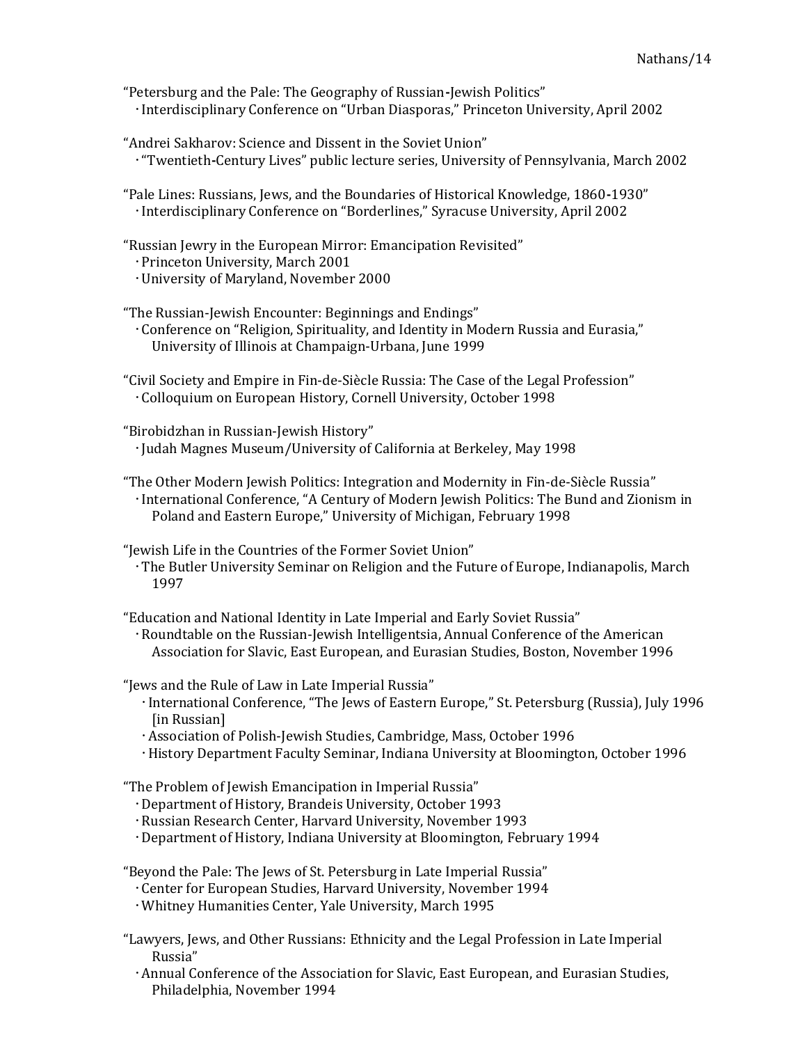"Petersburg and the Pale: The Geography of Russian-Jewish Politics"
- Interdisciplinary Conference on "Urban Diasporas," Princeton University, April 2002

"Andrei Sakharov: Science and Dissent in the Soviet Union"
- "Twentieth-Century Lives" public lecture series, University of Pennsylvania, March 2002

"Pale Lines: Russians, Jews, and the Boundaries of Historical Knowledge, 1860-1930"
- Interdisciplinary Conference on "Borderlines," Syracuse University, April 2002

"Russian Jewry in the European Mirror: Emancipation Revisited"
- Princeton University, March 2001
- University of Maryland, November 2000

"The Russian-Jewish Encounter: Beginnings and Endings"
- Conference on "Religion, Spirituality, and Identity in Modern Russia and Eurasia," University of Illinois at Champaign-Urbana, June 1999

"Civil Society and Empire in Fin-de-Siècle Russia: The Case of the Legal Profession"
- Colloquium on European History, Cornell University, October 1998

"Birobidzhan in Russian-Jewish History"
- Judah Magnes Museum/University of California at Berkeley, May 1998

"The Other Modern Jewish Politics: Integration and Modernity in Fin-de-Siècle Russia"
- International Conference, "A Century of Modern Jewish Politics: The Bund and Zionism in Poland and Eastern Europe," University of Michigan, February 1998

"Jewish Life in the Countries of the Former Soviet Union"
- The Butler University Seminar on Religion and the Future of Europe, Indianapolis, March 1997

"Education and National Identity in Late Imperial and Early Soviet Russia"
- Roundtable on the Russian-Jewish Intelligentsia, Annual Conference of the American Association for Slavic, East European, and Eurasian Studies, Boston, November 1996

"Jews and the Rule of Law in Late Imperial Russia"
- International Conference, "The Jews of Eastern Europe," St. Petersburg (Russia), July 1996 [in Russian]
- Association of Polish-Jewish Studies, Cambridge, Mass, October 1996
- History Department Faculty Seminar, Indiana University at Bloomington, October 1996

"The Problem of Jewish Emancipation in Imperial Russia"
- Department of History, Brandeis University, October 1993
- Russian Research Center, Harvard University, November 1993
- Department of History, Indiana University at Bloomington, February 1994

"Beyond the Pale: The Jews of St. Petersburg in Late Imperial Russia"
- Center for European Studies, Harvard University, November 1994
- Whitney Humanities Center, Yale University, March 1995

"Lawyers, Jews, and Other Russians: Ethnicity and the Legal Profession in Late Imperial Russia"
- Annual Conference of the Association for Slavic, East European, and Eurasian Studies, Philadelphia, November 1994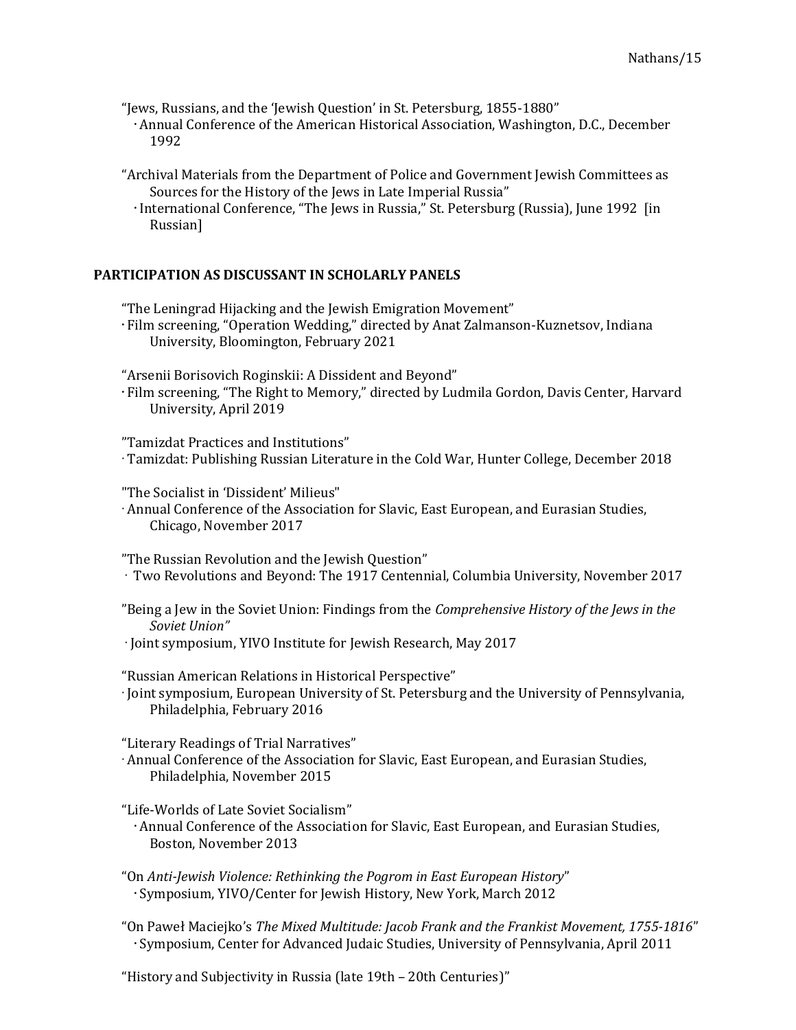"Jews, Russians, and the 'Jewish Question' in St. Petersburg, 1855-1880"
- Annual Conference of the American Historical Association, Washington, D.C., December 1992

"Archival Materials from the Department of Police and Government Jewish Committees as Sources for the History of the Jews in Late Imperial Russia"
- International Conference, "The Jews in Russia," St. Petersburg (Russia), June 1992 [in Russian]

## PARTICIPATION AS DISCUSSANT IN SCHOLARLY PANELS

"The Leningrad Hijacking and the Jewish Emigration Movement"
- Film screening, "Operation Wedding," directed by Anat Zalmanson-Kuznetsov, Indiana University, Bloomington, February 2021

"Arsenii Borisovich Roginskii: A Dissident and Beyond"
- Film screening, "The Right to Memory," directed by Ludmila Gordon, Davis Center, Harvard University, April 2019

"Tamizdat Practices and Institutions"
- Tamizdat: Publishing Russian Literature in the Cold War, Hunter College, December 2018

"The Socialist in 'Dissident' Milieus"
- Annual Conference of the Association for Slavic, East European, and Eurasian Studies, Chicago, November 2017

"The Russian Revolution and the Jewish Question"
- Two Revolutions and Beyond: The 1917 Centennial, Columbia University, November 2017

"Being a Jew in the Soviet Union: Findings from the *Comprehensive History of the Jews in the Soviet Union"*
- Joint symposium, YIVO Institute for Jewish Research, May 2017

"Russian American Relations in Historical Perspective"
- Joint symposium, European University of St. Petersburg and the University of Pennsylvania, Philadelphia, February 2016

"Literary Readings of Trial Narratives"
- Annual Conference of the Association for Slavic, East European, and Eurasian Studies, Philadelphia, November 2015

"Life-Worlds of Late Soviet Socialism"
- Annual Conference of the Association for Slavic, East European, and Eurasian Studies, Boston, November 2013

"On *Anti-Jewish Violence: Rethinking the Pogrom in East European History*"
- Symposium, YIVO/Center for Jewish History, New York, March 2012

"On Paweł Maciejko's *The Mixed Multitude: Jacob Frank and the Frankist Movement, 1755-1816*"
- Symposium, Center for Advanced Judaic Studies, University of Pennsylvania, April 2011

"History and Subjectivity in Russia (late 19th – 20th Centuries)"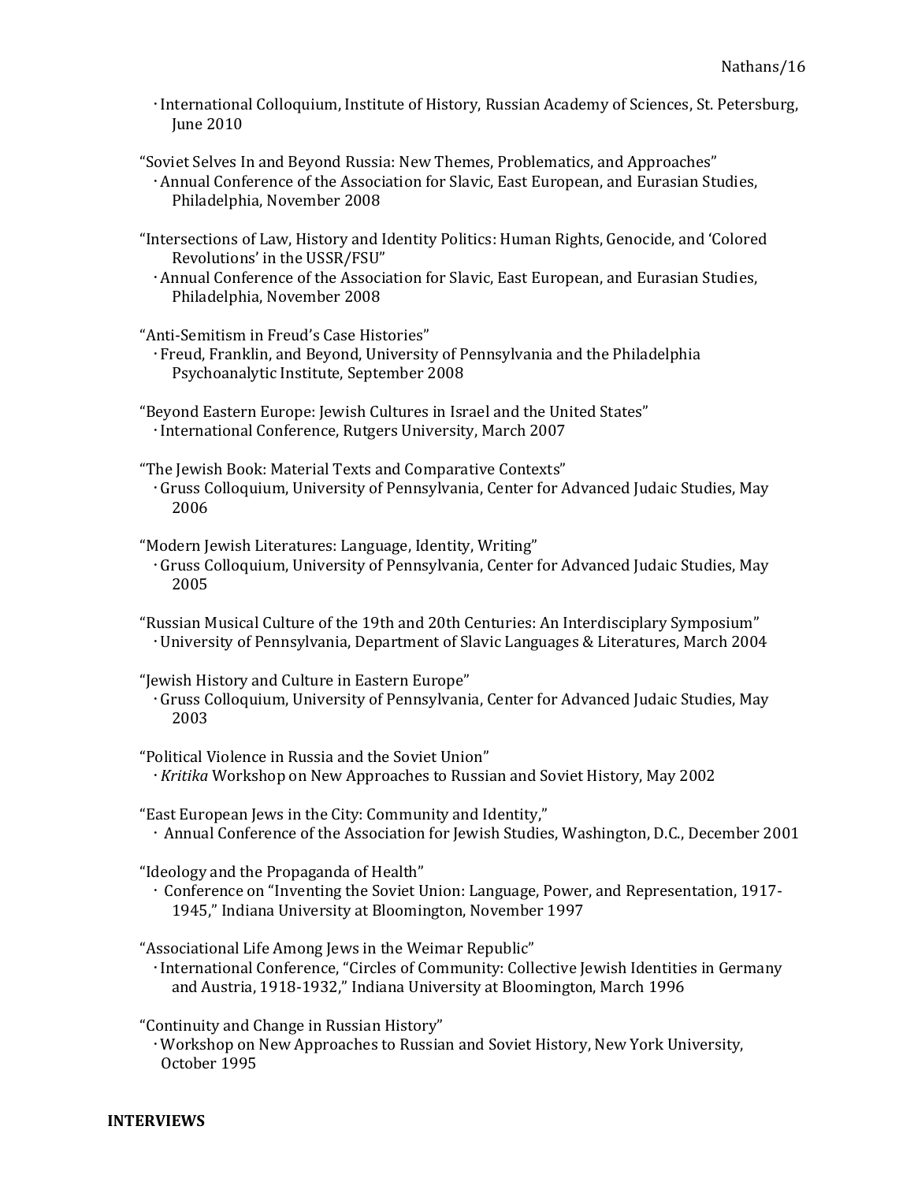- International Colloquium, Institute of History, Russian Academy of Sciences, St. Petersburg, June 2010

"Soviet Selves In and Beyond Russia: New Themes, Problematics, and Approaches"
- Annual Conference of the Association for Slavic, East European, and Eurasian Studies, Philadelphia, November 2008

"Intersections of Law, History and Identity Politics: Human Rights, Genocide, and 'Colored Revolutions' in the USSR/FSU"
- Annual Conference of the Association for Slavic, East European, and Eurasian Studies, Philadelphia, November 2008

"Anti-Semitism in Freud's Case Histories"
- Freud, Franklin, and Beyond, University of Pennsylvania and the Philadelphia Psychoanalytic Institute, September 2008

"Beyond Eastern Europe: Jewish Cultures in Israel and the United States"
- International Conference, Rutgers University, March 2007

"The Jewish Book: Material Texts and Comparative Contexts"
- Gruss Colloquium, University of Pennsylvania, Center for Advanced Judaic Studies, May 2006

"Modern Jewish Literatures: Language, Identity, Writing"
- Gruss Colloquium, University of Pennsylvania, Center for Advanced Judaic Studies, May 2005

"Russian Musical Culture of the 19th and 20th Centuries: An Interdisciplinary Symposium"
- University of Pennsylvania, Department of Slavic Languages & Literatures, March 2004

"Jewish History and Culture in Eastern Europe"
- Gruss Colloquium, University of Pennsylvania, Center for Advanced Judaic Studies, May 2003

"Political Violence in Russia and the Soviet Union"
- *Kritika* Workshop on New Approaches to Russian and Soviet History, May 2002

"East European Jews in the City: Community and Identity,"
- Annual Conference of the Association for Jewish Studies, Washington, D.C., December 2001

"Ideology and the Propaganda of Health"
- Conference on "Inventing the Soviet Union: Language, Power, and Representation, 1917-1945," Indiana University at Bloomington, November 1997

"Associational Life Among Jews in the Weimar Republic"
- International Conference, "Circles of Community: Collective Jewish Identities in Germany and Austria, 1918-1932," Indiana University at Bloomington, March 1996

"Continuity and Change in Russian History"
- Workshop on New Approaches to Russian and Soviet History, New York University, October 1995

**INTERVIEWS**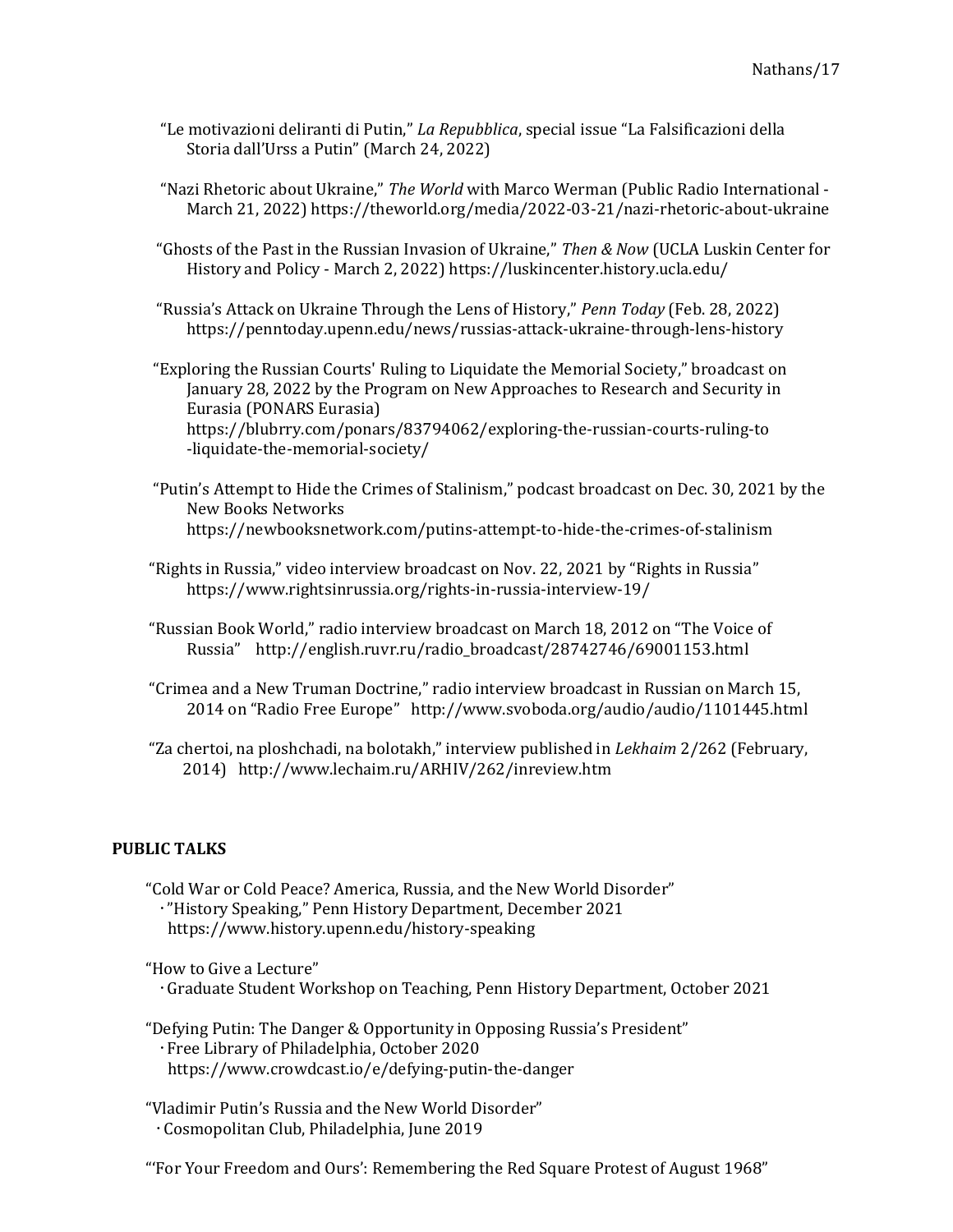"Le motivazioni deliranti di Putin," *La Repubblica*, special issue "La Falsificazioni della Storia dall'Urss a Putin" (March 24, 2022)

"Nazi Rhetoric about Ukraine," *The World* with Marco Werman (Public Radio International - March 21, 2022) https://theworld.org/media/2022-03-21/nazi-rhetoric-about-ukraine

"Ghosts of the Past in the Russian Invasion of Ukraine," *Then & Now* (UCLA Luskin Center for History and Policy - March 2, 2022) https://luskincenter.history.ucla.edu/

"Russia's Attack on Ukraine Through the Lens of History," *Penn Today* (Feb. 28, 2022) https://penntoday.upenn.edu/news/russias-attack-ukraine-through-lens-history

"Exploring the Russian Courts' Ruling to Liquidate the Memorial Society," broadcast on January 28, 2022 by the Program on New Approaches to Research and Security in Eurasia (PONARS Eurasia) https://blubrry.com/ponars/83794062/exploring-the-russian-courts-ruling-to-liquidate-the-memorial-society/

"Putin's Attempt to Hide the Crimes of Stalinism," podcast broadcast on Dec. 30, 2021 by the New Books Networks https://newbooksnetwork.com/putins-attempt-to-hide-the-crimes-of-stalinism

"Rights in Russia," video interview broadcast on Nov. 22, 2021 by "Rights in Russia" https://www.rightsinrussia.org/rights-in-russia-interview-19/

"Russian Book World," radio interview broadcast on March 18, 2012 on "The Voice of Russia" http://english.ruvr.ru/radio_broadcast/28742746/69001153.html

"Crimea and a New Truman Doctrine," radio interview broadcast in Russian on March 15, 2014 on "Radio Free Europe" http://www.svoboda.org/audio/audio/1101445.html

"Za chertoi, na ploshchadi, na bolotakh," interview published in *Lekhaim* 2/262 (February, 2014) http://www.lechaim.ru/ARHIV/262/inreview.htm

## PUBLIC TALKS

"Cold War or Cold Peace? America, Russia, and the New World Disorder"
- "History Speaking," Penn History Department, December 2021 https://www.history.upenn.edu/history-speaking

"How to Give a Lecture"
- Graduate Student Workshop on Teaching, Penn History Department, October 2021

"Defying Putin: The Danger & Opportunity in Opposing Russia's President"
- Free Library of Philadelphia, October 2020 https://www.crowdcast.io/e/defying-putin-the-danger

"Vladimir Putin's Russia and the New World Disorder"
- Cosmopolitan Club, Philadelphia, June 2019

"'For Your Freedom and Ours': Remembering the Red Square Protest of August 1968"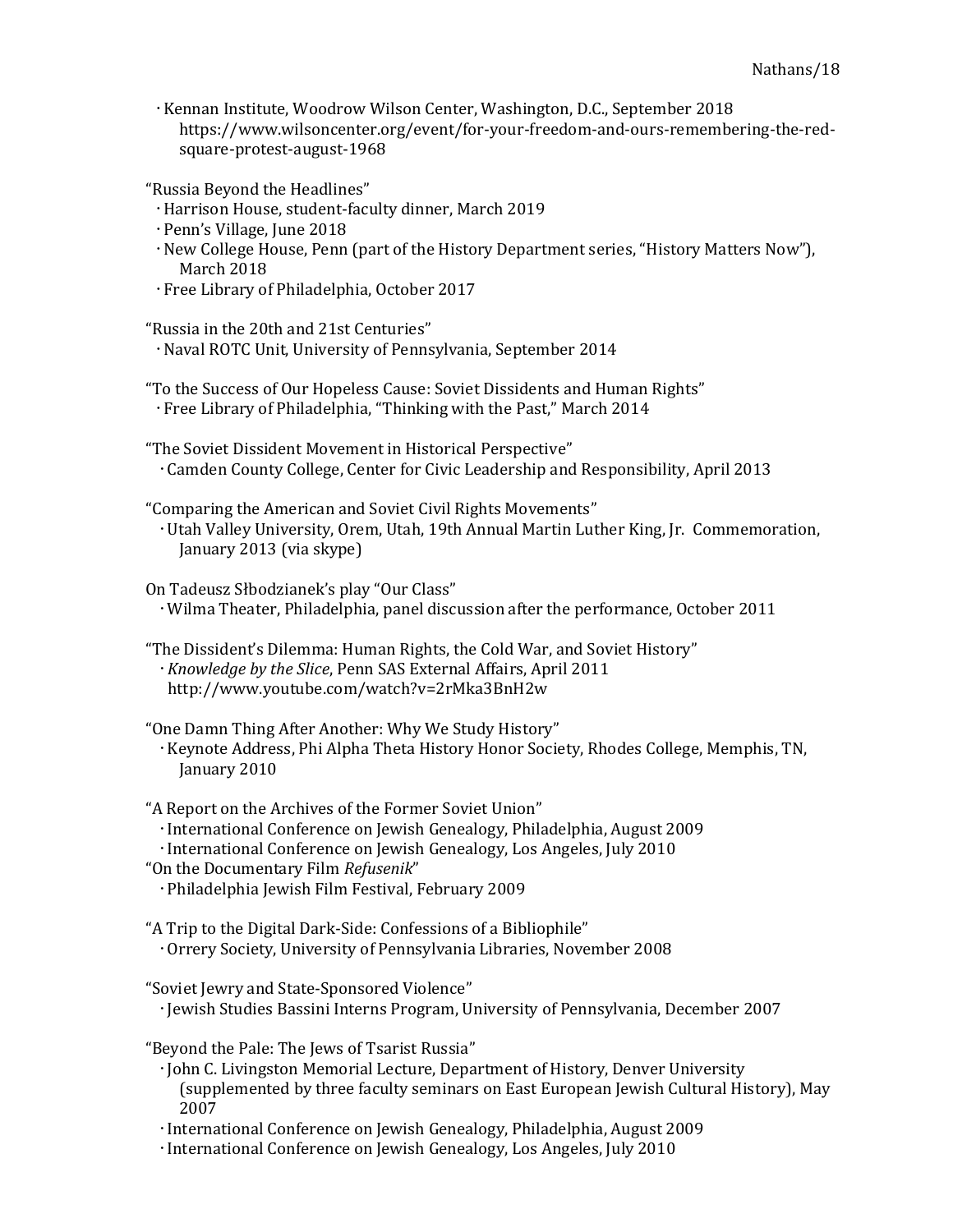- Kennan Institute, Woodrow Wilson Center, Washington, D.C., September 2018
  https://www.wilsoncenter.org/event/for-your-freedom-and-ours-remembering-the-red-square-protest-august-1968

"Russia Beyond the Headlines"
- Harrison House, student-faculty dinner, March 2019
- Penn's Village, June 2018
- New College House, Penn (part of the History Department series, "History Matters Now"), March 2018
- Free Library of Philadelphia, October 2017

"Russia in the 20th and 21st Centuries"
- Naval ROTC Unit, University of Pennsylvania, September 2014

"To the Success of Our Hopeless Cause: Soviet Dissidents and Human Rights"
- Free Library of Philadelphia, "Thinking with the Past," March 2014

"The Soviet Dissident Movement in Historical Perspective"
- Camden County College, Center for Civic Leadership and Responsibility, April 2013

"Comparing the American and Soviet Civil Rights Movements"
- Utah Valley University, Orem, Utah, 19th Annual Martin Luther King, Jr. Commemoration, January 2013 (via skype)

On Tadeusz Słbodzianek's play "Our Class"
- Wilma Theater, Philadelphia, panel discussion after the performance, October 2011

"The Dissident's Dilemma: Human Rights, the Cold War, and Soviet History"
- *Knowledge by the Slice*, Penn SAS External Affairs, April 2011
  http://www.youtube.com/watch?v=2rMka3BnH2w

"One Damn Thing After Another: Why We Study History"
- Keynote Address, Phi Alpha Theta History Honor Society, Rhodes College, Memphis, TN, January 2010

"A Report on the Archives of the Former Soviet Union"
- International Conference on Jewish Genealogy, Philadelphia, August 2009
- International Conference on Jewish Genealogy, Los Angeles, July 2010

"On the Documentary Film *Refusenik*"
- Philadelphia Jewish Film Festival, February 2009

"A Trip to the Digital Dark-Side: Confessions of a Bibliophile"
- Orrery Society, University of Pennsylvania Libraries, November 2008

"Soviet Jewry and State-Sponsored Violence"
- Jewish Studies Bassini Interns Program, University of Pennsylvania, December 2007

"Beyond the Pale: The Jews of Tsarist Russia"
- John C. Livingston Memorial Lecture, Department of History, Denver University (supplemented by three faculty seminars on East European Jewish Cultural History), May 2007
- International Conference on Jewish Genealogy, Philadelphia, August 2009
- International Conference on Jewish Genealogy, Los Angeles, July 2010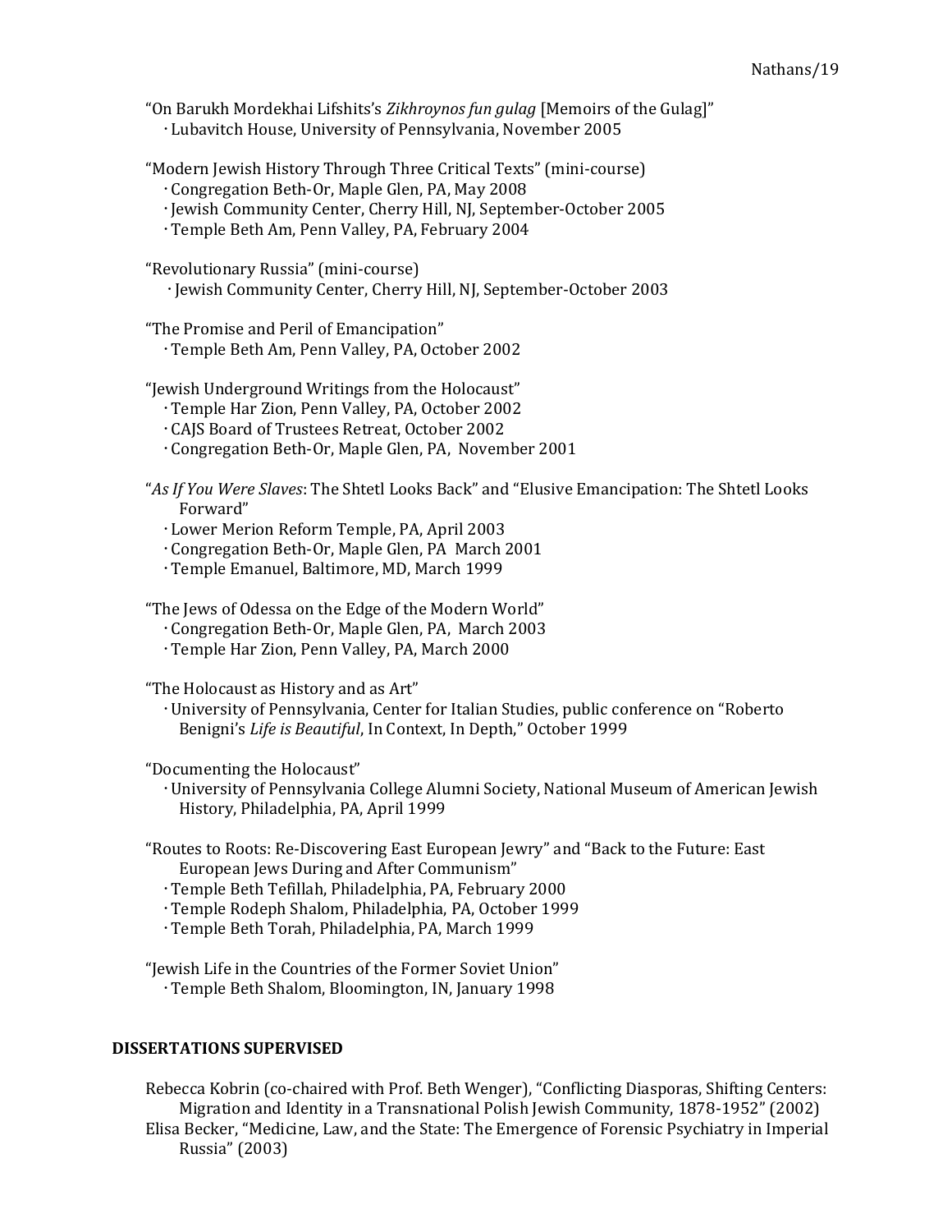"On Barukh Mordekhai Lifshits's *Zikhroynos fun gulag* [Memoirs of the Gulag]"
- Lubavitch House, University of Pennsylvania, November 2005

"Modern Jewish History Through Three Critical Texts" (mini-course)
- Congregation Beth-Or, Maple Glen, PA, May 2008
- Jewish Community Center, Cherry Hill, NJ, September-October 2005
- Temple Beth Am, Penn Valley, PA, February 2004

"Revolutionary Russia" (mini-course)
- Jewish Community Center, Cherry Hill, NJ, September-October 2003

"The Promise and Peril of Emancipation"
- Temple Beth Am, Penn Valley, PA, October 2002

"Jewish Underground Writings from the Holocaust"
- Temple Har Zion, Penn Valley, PA, October 2002
- CAJS Board of Trustees Retreat, October 2002
- Congregation Beth-Or, Maple Glen, PA, November 2001

"*As If You Were Slaves*: The Shtetl Looks Back" and "Elusive Emancipation: The Shtetl Looks Forward"
- Lower Merion Reform Temple, PA, April 2003
- Congregation Beth-Or, Maple Glen, PA March 2001
- Temple Emanuel, Baltimore, MD, March 1999

"The Jews of Odessa on the Edge of the Modern World"
- Congregation Beth-Or, Maple Glen, PA, March 2003
- Temple Har Zion, Penn Valley, PA, March 2000

"The Holocaust as History and as Art"
- University of Pennsylvania, Center for Italian Studies, public conference on "Roberto Benigni's *Life is Beautiful*, In Context, In Depth," October 1999

"Documenting the Holocaust"
- University of Pennsylvania College Alumni Society, National Museum of American Jewish History, Philadelphia, PA, April 1999

"Routes to Roots: Re-Discovering East European Jewry" and "Back to the Future: East European Jews During and After Communism"
- Temple Beth Tefillah, Philadelphia, PA, February 2000
- Temple Rodeph Shalom, Philadelphia, PA, October 1999
- Temple Beth Torah, Philadelphia, PA, March 1999

"Jewish Life in the Countries of the Former Soviet Union"
- Temple Beth Shalom, Bloomington, IN, January 1998

## DISSERTATIONS SUPERVISED

Rebecca Kobrin (co-chaired with Prof. Beth Wenger), "Conflicting Diasporas, Shifting Centers: Migration and Identity in a Transnational Polish Jewish Community, 1878-1952" (2002)

Elisa Becker, "Medicine, Law, and the State: The Emergence of Forensic Psychiatry in Imperial Russia" (2003)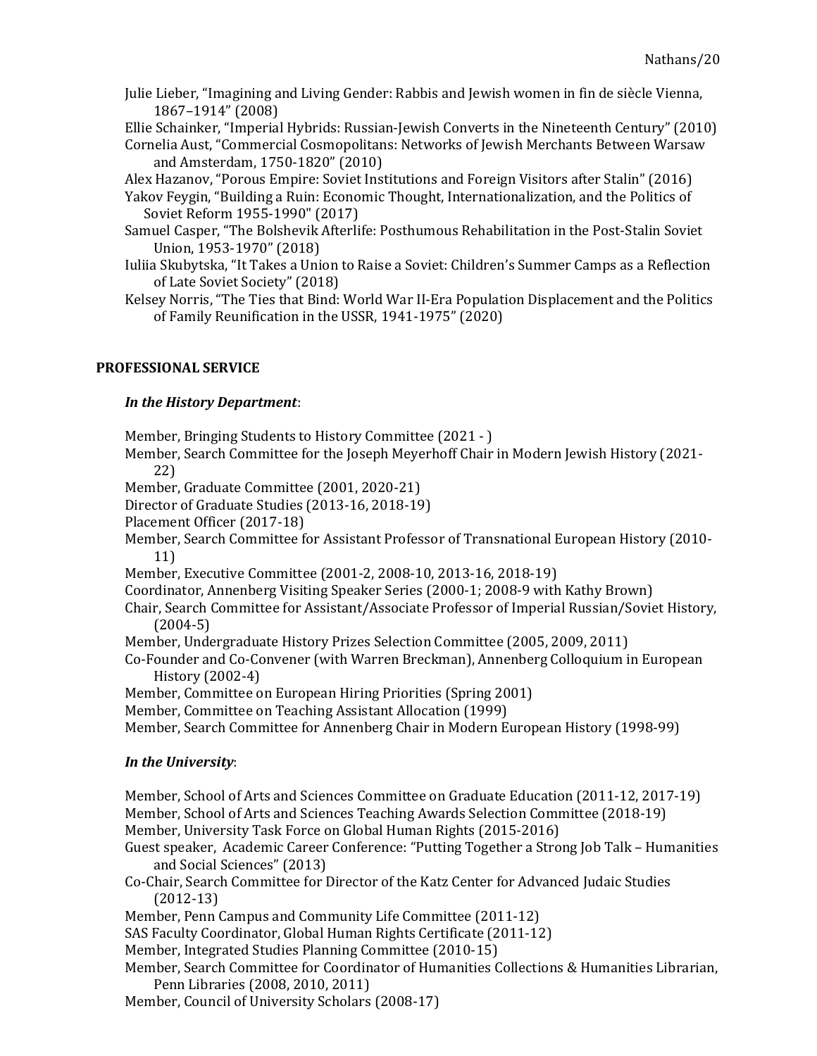Julie Lieber, "Imagining and Living Gender: Rabbis and Jewish women in fin de siècle Vienna, 1867–1914" (2008)

Ellie Schainker, "Imperial Hybrids: Russian-Jewish Converts in the Nineteenth Century" (2010)

Cornelia Aust, "Commercial Cosmopolitans: Networks of Jewish Merchants Between Warsaw and Amsterdam, 1750-1820" (2010)

Alex Hazanov, "Porous Empire: Soviet Institutions and Foreign Visitors after Stalin" (2016)

Yakov Feygin, "Building a Ruin: Economic Thought, Internationalization, and the Politics of Soviet Reform 1955-1990" (2017)

Samuel Casper, "The Bolshevik Afterlife: Posthumous Rehabilitation in the Post-Stalin Soviet Union, 1953-1970" (2018)

Iuliia Skubytska, "It Takes a Union to Raise a Soviet: Children's Summer Camps as a Reflection of Late Soviet Society" (2018)

Kelsey Norris, "The Ties that Bind: World War II-Era Population Displacement and the Politics of Family Reunification in the USSR, 1941-1975" (2020)

## PROFESSIONAL SERVICE

### *In the History Department*:

Member, Bringing Students to History Committee (2021 - )

Member, Search Committee for the Joseph Meyerhoff Chair in Modern Jewish History (2021-22)

Member, Graduate Committee (2001, 2020-21)

Director of Graduate Studies (2013-16, 2018-19)

Placement Officer (2017-18)

Member, Search Committee for Assistant Professor of Transnational European History (2010-11)

Member, Executive Committee (2001-2, 2008-10, 2013-16, 2018-19)

Coordinator, Annenberg Visiting Speaker Series (2000-1; 2008-9 with Kathy Brown)

Chair, Search Committee for Assistant/Associate Professor of Imperial Russian/Soviet History, (2004-5)

Member, Undergraduate History Prizes Selection Committee (2005, 2009, 2011)

Co-Founder and Co-Convener (with Warren Breckman), Annenberg Colloquium in European History (2002-4)

Member, Committee on European Hiring Priorities (Spring 2001)

Member, Committee on Teaching Assistant Allocation (1999)

Member, Search Committee for Annenberg Chair in Modern European History (1998-99)

### *In the University*:

Member, School of Arts and Sciences Committee on Graduate Education (2011-12, 2017-19)

Member, School of Arts and Sciences Teaching Awards Selection Committee (2018-19)

Member, University Task Force on Global Human Rights (2015-2016)

Guest speaker, Academic Career Conference: "Putting Together a Strong Job Talk – Humanities and Social Sciences" (2013)

Co-Chair, Search Committee for Director of the Katz Center for Advanced Judaic Studies (2012-13)

Member, Penn Campus and Community Life Committee (2011-12)

SAS Faculty Coordinator, Global Human Rights Certificate (2011-12)

Member, Integrated Studies Planning Committee (2010-15)

Member, Search Committee for Coordinator of Humanities Collections & Humanities Librarian, Penn Libraries (2008, 2010, 2011)

Member, Council of University Scholars (2008-17)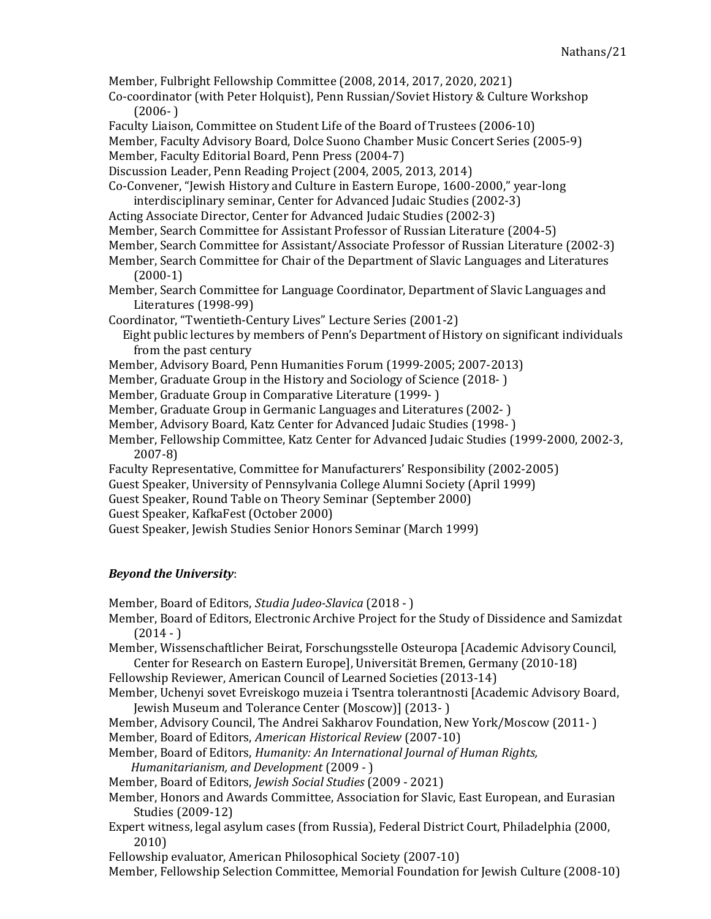Member, Fulbright Fellowship Committee (2008, 2014, 2017, 2020, 2021)

Co-coordinator (with Peter Holquist), Penn Russian/Soviet History & Culture Workshop (2006- )

Faculty Liaison, Committee on Student Life of the Board of Trustees (2006-10)

Member, Faculty Advisory Board, Dolce Suono Chamber Music Concert Series (2005-9)

Member, Faculty Editorial Board, Penn Press (2004-7)

Discussion Leader, Penn Reading Project (2004, 2005, 2013, 2014)

Co-Convener, "Jewish History and Culture in Eastern Europe, 1600-2000," year-long interdisciplinary seminar, Center for Advanced Judaic Studies (2002-3)

Acting Associate Director, Center for Advanced Judaic Studies (2002-3)

Member, Search Committee for Assistant Professor of Russian Literature (2004-5)

Member, Search Committee for Assistant/Associate Professor of Russian Literature (2002-3)

Member, Search Committee for Chair of the Department of Slavic Languages and Literatures (2000-1)

Member, Search Committee for Language Coordinator, Department of Slavic Languages and Literatures (1998-99)

Coordinator, "Twentieth-Century Lives" Lecture Series (2001-2)
Eight public lectures by members of Penn's Department of History on significant individuals from the past century

Member, Advisory Board, Penn Humanities Forum (1999-2005; 2007-2013)

Member, Graduate Group in the History and Sociology of Science (2018- )

Member, Graduate Group in Comparative Literature (1999- )

Member, Graduate Group in Germanic Languages and Literatures (2002- )

Member, Advisory Board, Katz Center for Advanced Judaic Studies (1998- )

Member, Fellowship Committee, Katz Center for Advanced Judaic Studies (1999-2000, 2002-3, 2007-8)

Faculty Representative, Committee for Manufacturers' Responsibility (2002-2005)

Guest Speaker, University of Pennsylvania College Alumni Society (April 1999)

Guest Speaker, Round Table on Theory Seminar (September 2000)

Guest Speaker, KafkaFest (October 2000)

Guest Speaker, Jewish Studies Senior Honors Seminar (March 1999)

***Beyond the University***:

Member, Board of Editors, *Studia Judeo-Slavica* (2018 - )

Member, Board of Editors, Electronic Archive Project for the Study of Dissidence and Samizdat (2014 - )

Member, Wissenschaftlicher Beirat, Forschungsstelle Osteuropa [Academic Advisory Council, Center for Research on Eastern Europe], Universität Bremen, Germany (2010-18)

Fellowship Reviewer, American Council of Learned Societies (2013-14)

Member, Uchenyi sovet Evreiskogo muzeia i Tsentra tolerantnosti [Academic Advisory Board, Jewish Museum and Tolerance Center (Moscow)] (2013- )

Member, Advisory Council, The Andrei Sakharov Foundation, New York/Moscow (2011- )

Member, Board of Editors, *American Historical Review* (2007-10)

Member, Board of Editors, *Humanity: An International Journal of Human Rights, Humanitarianism, and Development* (2009 - )

Member, Board of Editors, *Jewish Social Studies* (2009 - 2021)

Member, Honors and Awards Committee, Association for Slavic, East European, and Eurasian Studies (2009-12)

Expert witness, legal asylum cases (from Russia), Federal District Court, Philadelphia (2000, 2010)

Fellowship evaluator, American Philosophical Society (2007-10)

Member, Fellowship Selection Committee, Memorial Foundation for Jewish Culture (2008-10)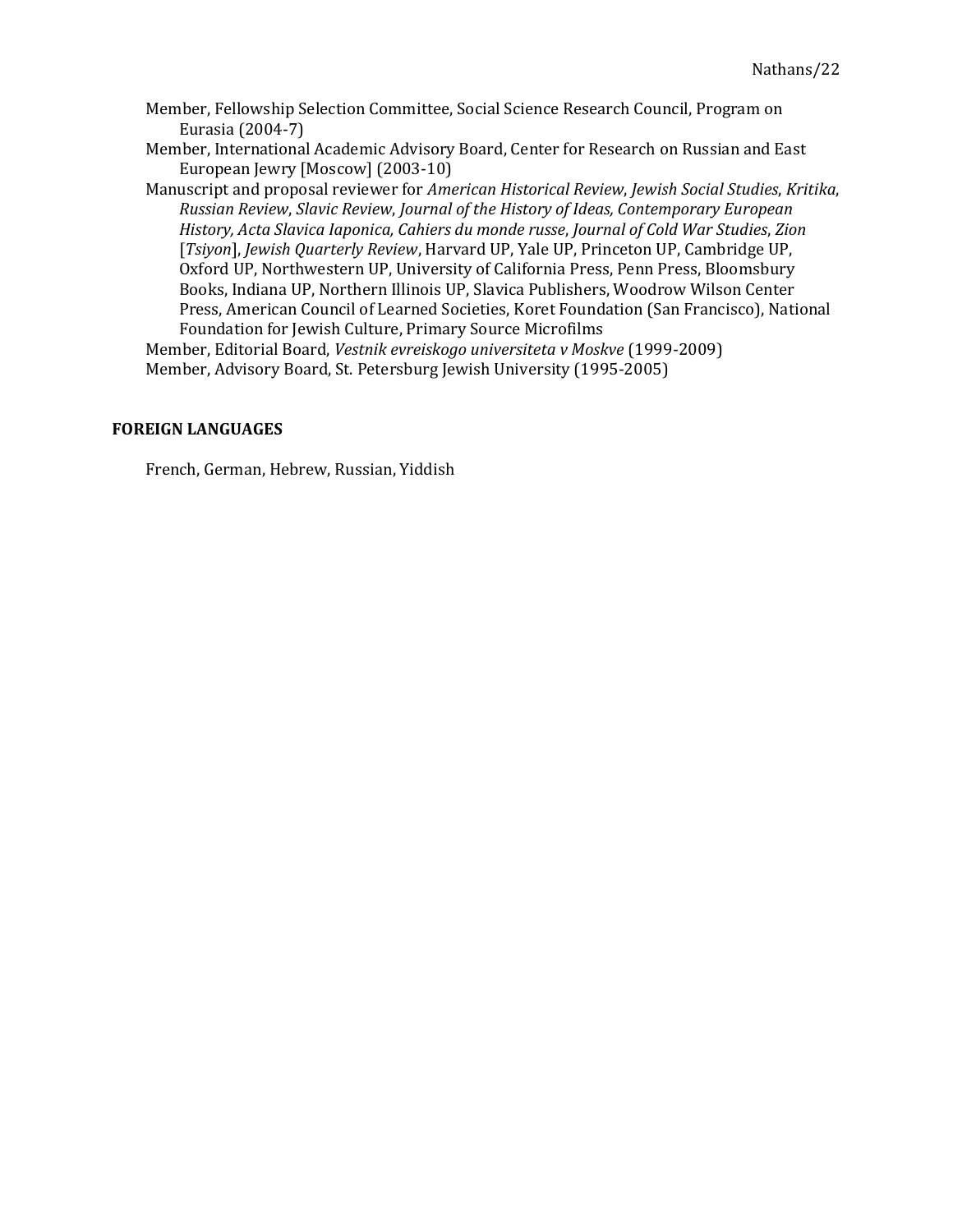Member, Fellowship Selection Committee, Social Science Research Council, Program on Eurasia (2004-7)

Member, International Academic Advisory Board, Center for Research on Russian and East European Jewry [Moscow] (2003-10)

Manuscript and proposal reviewer for *American Historical Review*, *Jewish Social Studies*, *Kritika*, *Russian Review*, *Slavic Review*, *Journal of the History of Ideas, Contemporary European History, Acta Slavica Iaponica, Cahiers du monde russe*, *Journal of Cold War Studies*, *Zion* [*Tsiyon*], *Jewish Quarterly Review*, Harvard UP, Yale UP, Princeton UP, Cambridge UP, Oxford UP, Northwestern UP, University of California Press, Penn Press, Bloomsbury Books, Indiana UP, Northern Illinois UP, Slavica Publishers, Woodrow Wilson Center Press, American Council of Learned Societies, Koret Foundation (San Francisco), National Foundation for Jewish Culture, Primary Source Microfilms

Member, Editorial Board, *Vestnik evreiskogo universiteta v Moskve* (1999-2009)

Member, Advisory Board, St. Petersburg Jewish University (1995-2005)

**FOREIGN LANGUAGES**

French, German, Hebrew, Russian, Yiddish